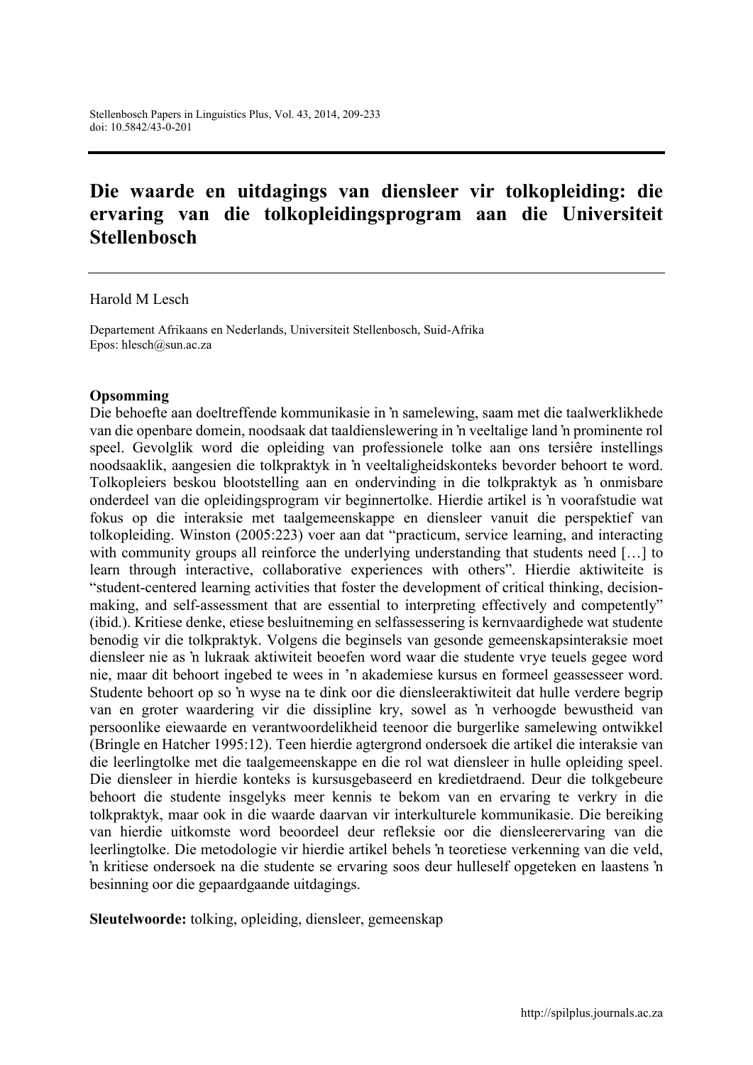# Die waarde en uitdagings van diensleer vir tolkopleiding: die ervaring van die tolkopleidingsprogram aan die Universiteit Stellenbosch

Harold M Lesch

Departement Afrikaans en Nederlands, Universiteit Stellenbosch, Suid-Afrika
Epos: hlesch@sun.ac.za

**Opsomming**

Die behoefte aan doeltreffende kommunikasie in ʼn samelewing, saam met die taalwerklikhede van die openbare domein, noodsaak dat taaldienslewering in ʼn veeltalige land ʼn prominente rol speel. Gevolglik word die opleiding van professionele tolke aan ons tersiêre instellings noodsaaklik, aangesien die tolkpraktyk in ʼn veeltaligheidskonteks bevorder behoort te word. Tolkopleiers beskou blootstelling aan en ondervinding in die tolkpraktyk as ʼn onmisbare onderdeel van die opleidingsprogram vir beginnertolke. Hierdie artikel is ʼn voorafstudie wat fokus op die interaksie met taalgemeenskappe en diensleer vanuit die perspektief van tolkopleiding. Winston (2005:223) voer aan dat "practicum, service learning, and interacting with community groups all reinforce the underlying understanding that students need […] to learn through interactive, collaborative experiences with others". Hierdie aktiwiteite is "student-centered learning activities that foster the development of critical thinking, decision-making, and self-assessment that are essential to interpreting effectively and competently" (ibid.). Kritiese denke, etiese besluitneming en selfassessering is kernvaardighede wat studente benodig vir die tolkpraktyk. Volgens die beginsels van gesonde gemeenskapsinteraksie moet diensleer nie as ʼn lukraak aktiwiteit beoefen word waar die studente vrye teuels gegee word nie, maar dit behoort ingebed te wees in ʼn akademiese kursus en formeel geassesseer word. Studente behoort op so ʼn wyse na te dink oor die diensleeraktiwiteit dat hulle verdere begrip van en groter waardering vir die dissipline kry, sowel as ʼn verhoogde bewustheid van persoonlike eiewaarde en verantwoordelikheid teenoor die burgerlike samelewing ontwikkel (Bringle en Hatcher 1995:12). Teen hierdie agtergrond ondersoek die artikel die interaksie van die leerlingtolke met die taalgemeenskappe en die rol wat diensleer in hulle opleiding speel. Die diensleer in hierdie konteks is kursusgebaseerd en kredietdraend. Deur die tolkgebeure behoort die studente insgelyks meer kennis te bekom van en ervaring te verkry in die tolkpraktyk, maar ook in die waarde daarvan vir interkulturele kommunikasie. Die bereiking van hierdie uitkomste word beoordeel deur refleksie oor die diensleerervaring van die leerlingtolke. Die metodologie vir hierdie artikel behels ʼn teoretiese verkenning van die veld, ʼn kritiese ondersoek na die studente se ervaring soos deur hulleself opgeteken en laastens ʼn besinning oor die gepaardgaande uitdagings.

**Sleutelwoorde:** tolking, opleiding, diensleer, gemeenskap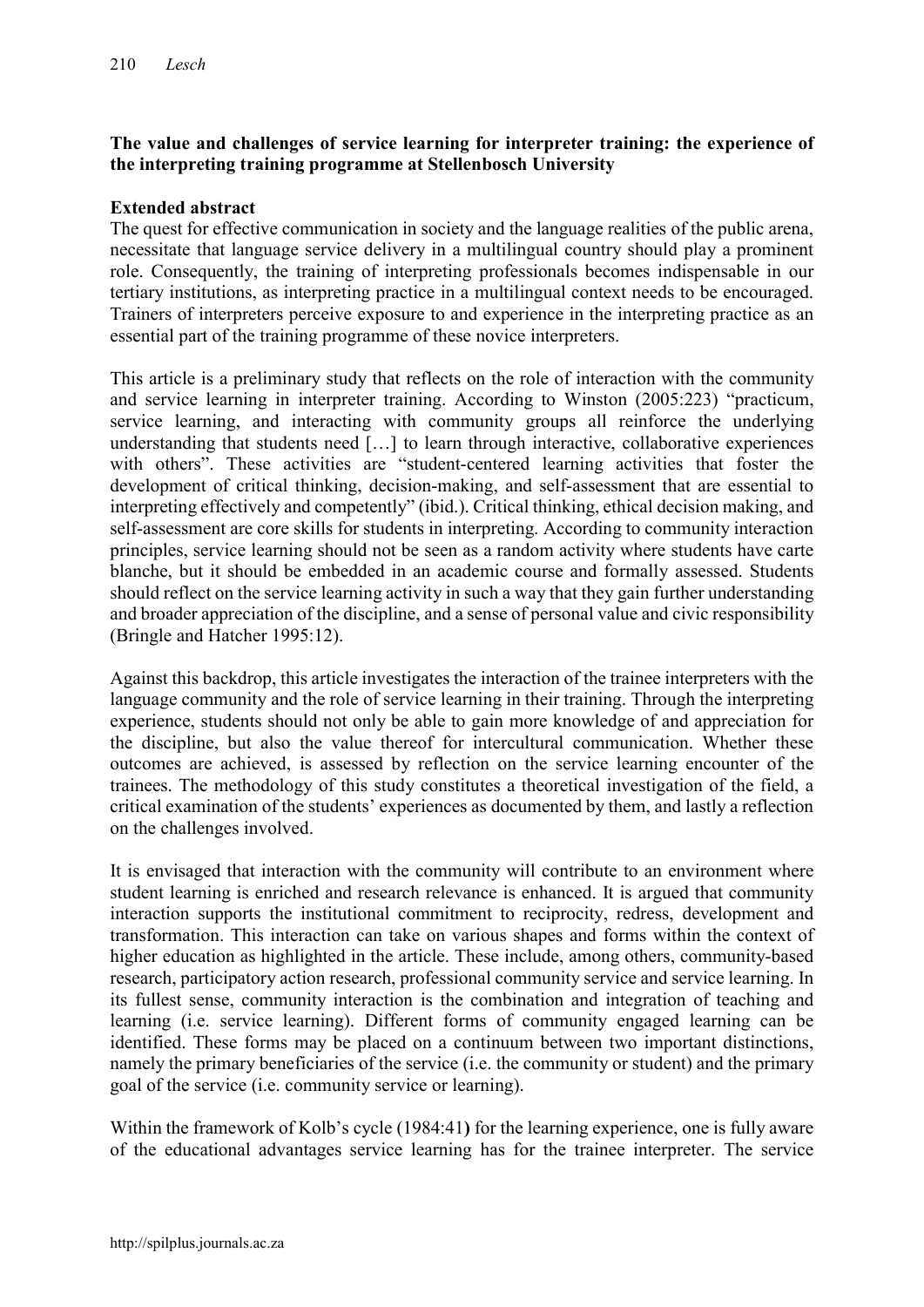**The value and challenges of service learning for interpreter training: the experience of the interpreting training programme at Stellenbosch University**

**Extended abstract**

The quest for effective communication in society and the language realities of the public arena, necessitate that language service delivery in a multilingual country should play a prominent role. Consequently, the training of interpreting professionals becomes indispensable in our tertiary institutions, as interpreting practice in a multilingual context needs to be encouraged. Trainers of interpreters perceive exposure to and experience in the interpreting practice as an essential part of the training programme of these novice interpreters.

This article is a preliminary study that reflects on the role of interaction with the community and service learning in interpreter training. According to Winston (2005:223) "practicum, service learning, and interacting with community groups all reinforce the underlying understanding that students need […] to learn through interactive, collaborative experiences with others". These activities are "student-centered learning activities that foster the development of critical thinking, decision-making, and self-assessment that are essential to interpreting effectively and competently" (ibid.). Critical thinking, ethical decision making, and self-assessment are core skills for students in interpreting. According to community interaction principles, service learning should not be seen as a random activity where students have carte blanche, but it should be embedded in an academic course and formally assessed. Students should reflect on the service learning activity in such a way that they gain further understanding and broader appreciation of the discipline, and a sense of personal value and civic responsibility (Bringle and Hatcher 1995:12).

Against this backdrop, this article investigates the interaction of the trainee interpreters with the language community and the role of service learning in their training. Through the interpreting experience, students should not only be able to gain more knowledge of and appreciation for the discipline, but also the value thereof for intercultural communication. Whether these outcomes are achieved, is assessed by reflection on the service learning encounter of the trainees. The methodology of this study constitutes a theoretical investigation of the field, a critical examination of the students' experiences as documented by them, and lastly a reflection on the challenges involved.

It is envisaged that interaction with the community will contribute to an environment where student learning is enriched and research relevance is enhanced. It is argued that community interaction supports the institutional commitment to reciprocity, redress, development and transformation. This interaction can take on various shapes and forms within the context of higher education as highlighted in the article. These include, among others, community-based research, participatory action research, professional community service and service learning. In its fullest sense, community interaction is the combination and integration of teaching and learning (i.e. service learning). Different forms of community engaged learning can be identified. These forms may be placed on a continuum between two important distinctions, namely the primary beneficiaries of the service (i.e. the community or student) and the primary goal of the service (i.e. community service or learning).

Within the framework of Kolb's cycle (1984:41**)** for the learning experience, one is fully aware of the educational advantages service learning has for the trainee interpreter. The service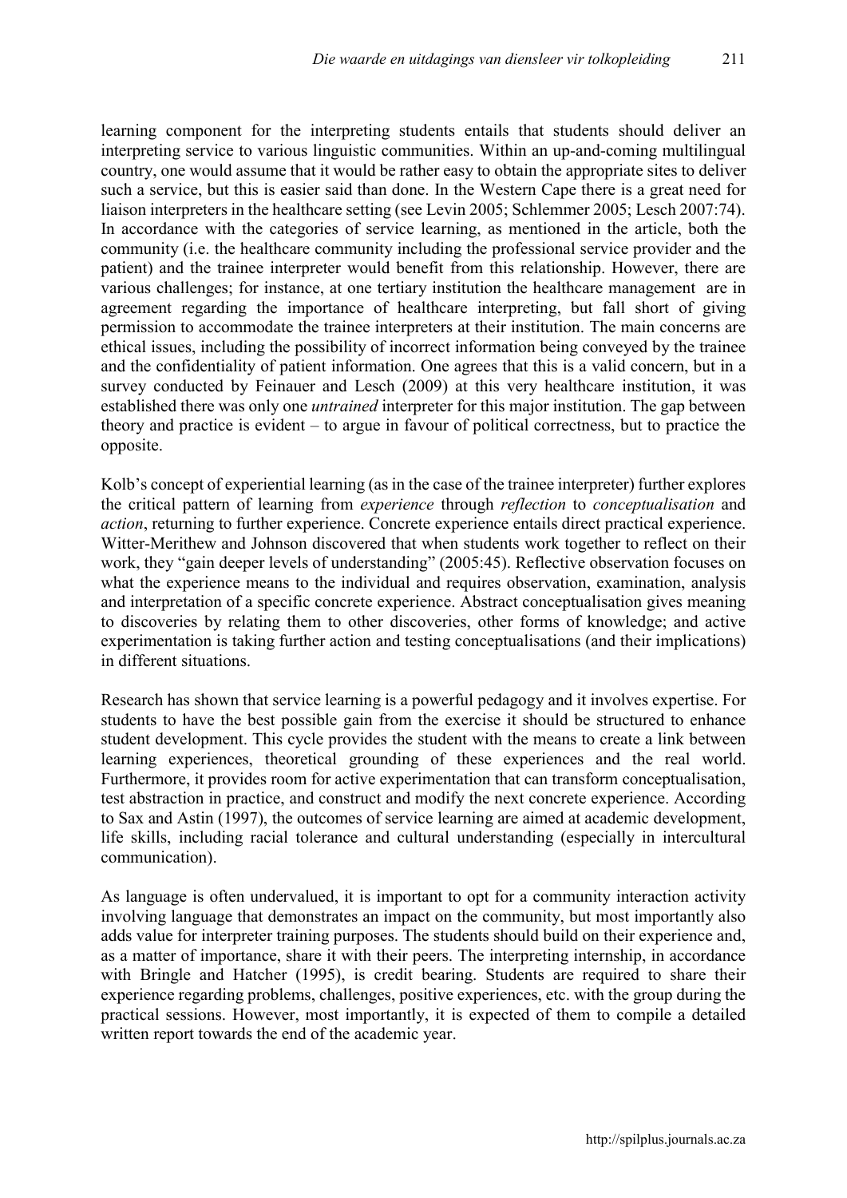learning component for the interpreting students entails that students should deliver an interpreting service to various linguistic communities. Within an up-and-coming multilingual country, one would assume that it would be rather easy to obtain the appropriate sites to deliver such a service, but this is easier said than done. In the Western Cape there is a great need for liaison interpreters in the healthcare setting (see Levin 2005; Schlemmer 2005; Lesch 2007:74). In accordance with the categories of service learning, as mentioned in the article, both the community (i.e. the healthcare community including the professional service provider and the patient) and the trainee interpreter would benefit from this relationship. However, there are various challenges; for instance, at one tertiary institution the healthcare management are in agreement regarding the importance of healthcare interpreting, but fall short of giving permission to accommodate the trainee interpreters at their institution. The main concerns are ethical issues, including the possibility of incorrect information being conveyed by the trainee and the confidentiality of patient information. One agrees that this is a valid concern, but in a survey conducted by Feinauer and Lesch (2009) at this very healthcare institution, it was established there was only one *untrained* interpreter for this major institution. The gap between theory and practice is evident – to argue in favour of political correctness, but to practice the opposite.

Kolb's concept of experiential learning (as in the case of the trainee interpreter) further explores the critical pattern of learning from *experience* through *reflection* to *conceptualisation* and *action*, returning to further experience. Concrete experience entails direct practical experience. Witter-Merithew and Johnson discovered that when students work together to reflect on their work, they "gain deeper levels of understanding" (2005:45). Reflective observation focuses on what the experience means to the individual and requires observation, examination, analysis and interpretation of a specific concrete experience. Abstract conceptualisation gives meaning to discoveries by relating them to other discoveries, other forms of knowledge; and active experimentation is taking further action and testing conceptualisations (and their implications) in different situations.

Research has shown that service learning is a powerful pedagogy and it involves expertise. For students to have the best possible gain from the exercise it should be structured to enhance student development. This cycle provides the student with the means to create a link between learning experiences, theoretical grounding of these experiences and the real world. Furthermore, it provides room for active experimentation that can transform conceptualisation, test abstraction in practice, and construct and modify the next concrete experience. According to Sax and Astin (1997), the outcomes of service learning are aimed at academic development, life skills, including racial tolerance and cultural understanding (especially in intercultural communication).

As language is often undervalued, it is important to opt for a community interaction activity involving language that demonstrates an impact on the community, but most importantly also adds value for interpreter training purposes. The students should build on their experience and, as a matter of importance, share it with their peers. The interpreting internship, in accordance with Bringle and Hatcher (1995), is credit bearing. Students are required to share their experience regarding problems, challenges, positive experiences, etc. with the group during the practical sessions. However, most importantly, it is expected of them to compile a detailed written report towards the end of the academic year.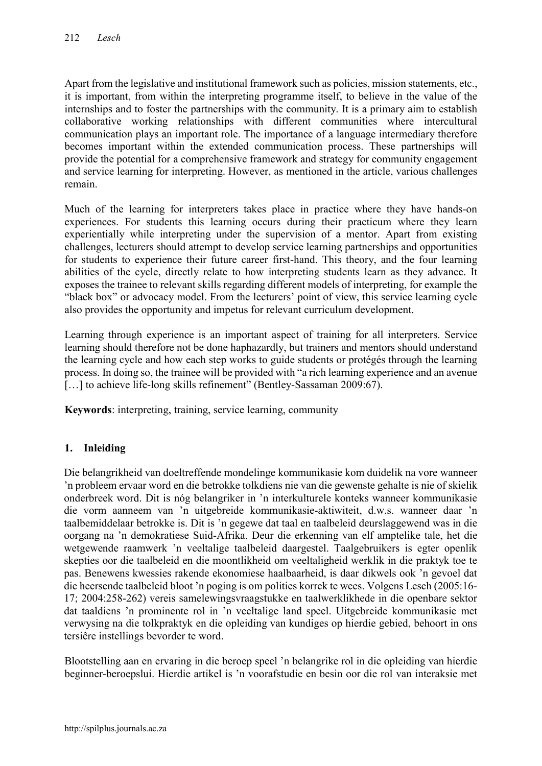Apart from the legislative and institutional framework such as policies, mission statements, etc., it is important, from within the interpreting programme itself, to believe in the value of the internships and to foster the partnerships with the community. It is a primary aim to establish collaborative working relationships with different communities where intercultural communication plays an important role. The importance of a language intermediary therefore becomes important within the extended communication process. These partnerships will provide the potential for a comprehensive framework and strategy for community engagement and service learning for interpreting. However, as mentioned in the article, various challenges remain.

Much of the learning for interpreters takes place in practice where they have hands-on experiences. For students this learning occurs during their practicum where they learn experientially while interpreting under the supervision of a mentor. Apart from existing challenges, lecturers should attempt to develop service learning partnerships and opportunities for students to experience their future career first-hand. This theory, and the four learning abilities of the cycle, directly relate to how interpreting students learn as they advance. It exposes the trainee to relevant skills regarding different models of interpreting, for example the "black box" or advocacy model. From the lecturers' point of view, this service learning cycle also provides the opportunity and impetus for relevant curriculum development.

Learning through experience is an important aspect of training for all interpreters. Service learning should therefore not be done haphazardly, but trainers and mentors should understand the learning cycle and how each step works to guide students or protégés through the learning process. In doing so, the trainee will be provided with "a rich learning experience and an avenue […] to achieve life-long skills refinement" (Bentley-Sassaman 2009:67).

**Keywords**: interpreting, training, service learning, community

## 1. Inleiding

Die belangrikheid van doeltreffende mondelinge kommunikasie kom duidelik na vore wanneer 'n probleem ervaar word en die betrokke tolkdiens nie van die gewenste gehalte is nie of skielik onderbreek word. Dit is nóg belangriker in 'n interkulturele konteks wanneer kommunikasie die vorm aanneem van 'n uitgebreide kommunikasie-aktiwiteit, d.w.s. wanneer daar 'n taalbemiddelaar betrokke is. Dit is 'n gegewe dat taal en taalbeleid deurslaggewend was in die oorgang na 'n demokratiese Suid-Afrika. Deur die erkenning van elf amptelike tale, het die wetgewende raamwerk 'n veeltalige taalbeleid daargestel. Taalgebruikers is egter openlik skepties oor die taalbeleid en die moontlikheid om veeltaligheid werklik in die praktyk toe te pas. Benewens kwessies rakende ekonomiese haalbaarheid, is daar dikwels ook 'n gevoel dat die heersende taalbeleid bloot 'n poging is om polities korrek te wees. Volgens Lesch (2005:16-17; 2004:258-262) vereis samelewingsvraagstukke en taalwerklikhede in die openbare sektor dat taaldiens 'n prominente rol in 'n veeltalige land speel. Uitgebreide kommunikasie met verwysing na die tolkpraktyk en die opleiding van kundiges op hierdie gebied, behoort in ons tersiêre instellings bevorder te word.

Blootstelling aan en ervaring in die beroep speel 'n belangrike rol in die opleiding van hierdie beginner-beroepslui. Hierdie artikel is 'n voorafstudie en besin oor die rol van interaksie met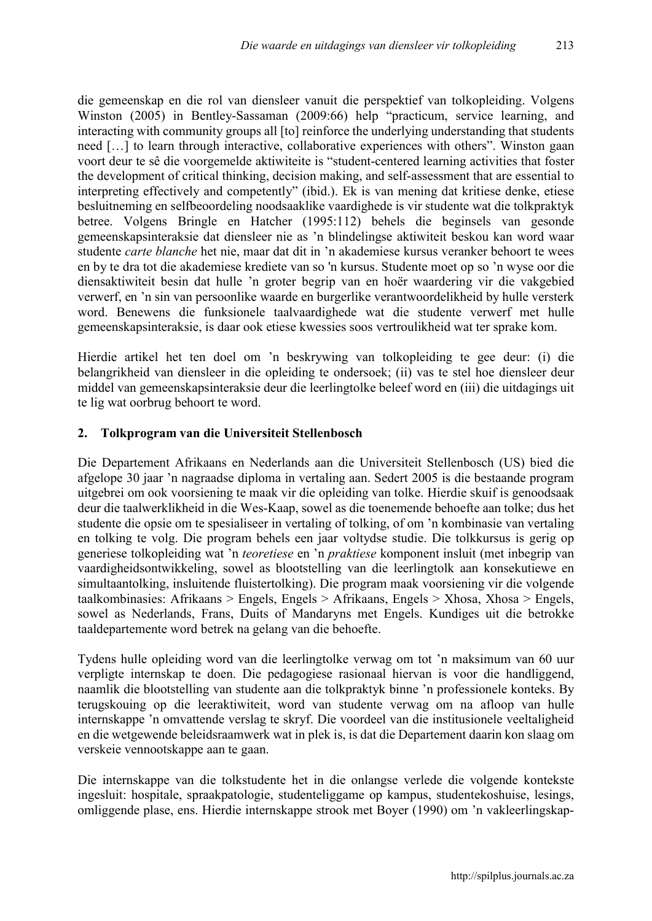die gemeenskap en die rol van diensleer vanuit die perspektief van tolkopleiding. Volgens Winston (2005) in Bentley-Sassaman (2009:66) help "practicum, service learning, and interacting with community groups all [to] reinforce the underlying understanding that students need […] to learn through interactive, collaborative experiences with others". Winston gaan voort deur te sê die voorgemelde aktiwiteite is "student-centered learning activities that foster the development of critical thinking, decision making, and self-assessment that are essential to interpreting effectively and competently" (ibid.). Ek is van mening dat kritiese denke, etiese besluitneming en selfbeoordeling noodsaaklike vaardighede is vir studente wat die tolkpraktyk betree. Volgens Bringle en Hatcher (1995:112) behels die beginsels van gesonde gemeenskapsinteraksie dat diensleer nie as 'n blindelingse aktiwiteit beskou kan word waar studente *carte blanche* het nie, maar dat dit in 'n akademiese kursus veranker behoort te wees en by te dra tot die akademiese krediete van so 'n kursus. Studente moet op so 'n wyse oor die diensaktiwiteit besin dat hulle 'n groter begrip van en hoër waardering vir die vakgebied verwerf, en 'n sin van persoonlike waarde en burgerlike verantwoordelikheid by hulle versterk word. Benewens die funksionele taalvaardighede wat die studente verwerf met hulle gemeenskapsinteraksie, is daar ook etiese kwessies soos vertroulikheid wat ter sprake kom.

Hierdie artikel het ten doel om 'n beskrywing van tolkopleiding te gee deur: (i) die belangrikheid van diensleer in die opleiding te ondersoek; (ii) vas te stel hoe diensleer deur middel van gemeenskapsinteraksie deur die leerlingtolke beleef word en (iii) die uitdagings uit te lig wat oorbrug behoort te word.

## 2. Tolkprogram van die Universiteit Stellenbosch

Die Departement Afrikaans en Nederlands aan die Universiteit Stellenbosch (US) bied die afgelope 30 jaar 'n nagraadse diploma in vertaling aan. Sedert 2005 is die bestaande program uitgebrei om ook voorsiening te maak vir die opleiding van tolke. Hierdie skuif is genoodsaak deur die taalwerklikheid in die Wes-Kaap, sowel as die toenemende behoefte aan tolke; dus het studente die opsie om te spesialiseer in vertaling of tolking, of om 'n kombinasie van vertaling en tolking te volg. Die program behels een jaar voltydse studie. Die tolkkursus is gerig op generiese tolkopleiding wat 'n *teoretiese* en 'n *praktiese* komponent insluit (met inbegrip van vaardigheidsontwikkeling, sowel as blootstelling van die leerlingtolk aan konsekutiewe en simultaantolking, insluitende fluistertolking). Die program maak voorsiening vir die volgende taalkombinasies: Afrikaans > Engels, Engels > Afrikaans, Engels > Xhosa, Xhosa > Engels, sowel as Nederlands, Frans, Duits of Mandaryns met Engels. Kundiges uit die betrokke taaldepartemente word betrek na gelang van die behoefte.

Tydens hulle opleiding word van die leerlingtolke verwag om tot 'n maksimum van 60 uur verpligte internskap te doen. Die pedagogiese rasionaal hiervan is voor die handliggend, naamlik die blootstelling van studente aan die tolkpraktyk binne 'n professionele konteks. By terugskouing op die leeraktiwiteit, word van studente verwag om na afloop van hulle internskappe 'n omvattende verslag te skryf. Die voordeel van die institusionele veeltaligheid en die wetgewende beleidsraamwerk wat in plek is, is dat die Departement daarin kon slaag om verskeie vennootskappe aan te gaan.

Die internskappe van die tolkstudente het in die onlangse verlede die volgende kontekste ingesluit: hospitale, spraakpatologie, studenteliggame op kampus, studentekoshuise, lesings, omliggende plase, ens. Hierdie internskappe strook met Boyer (1990) om 'n vakleerlingskap-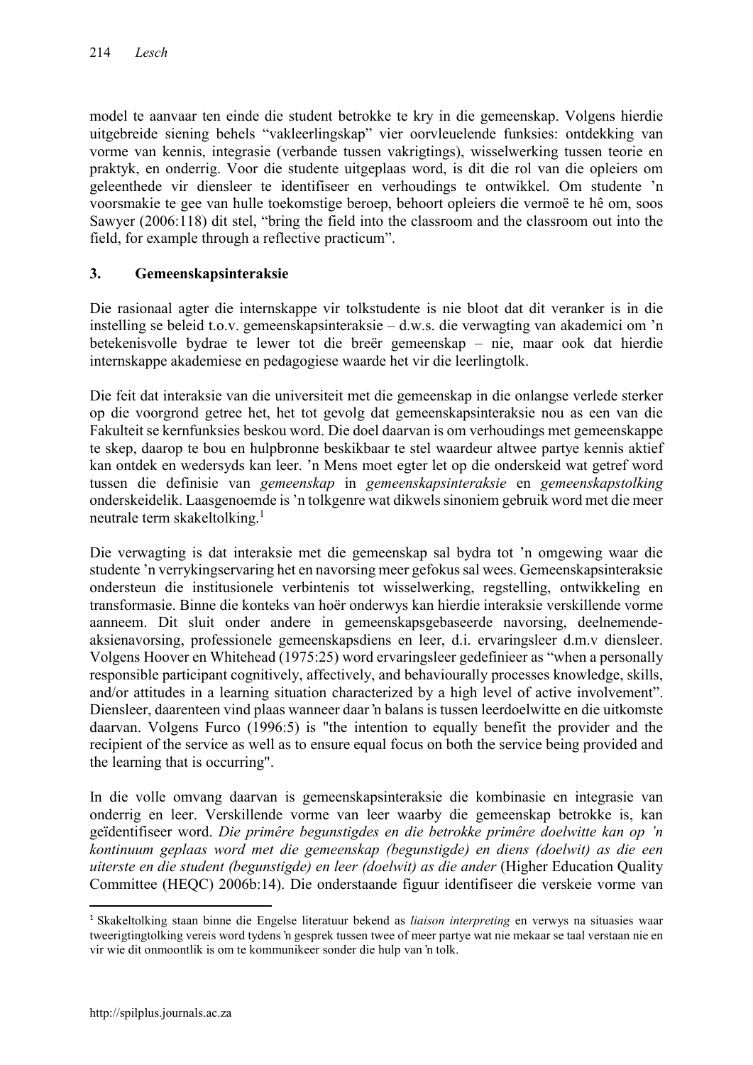model te aanvaar ten einde die student betrokke te kry in die gemeenskap. Volgens hierdie uitgebreide siening behels "vakleerlingskap" vier oorvleuelende funksies: ontdekking van vorme van kennis, integrasie (verbande tussen vakrigtings), wisselwerking tussen teorie en praktyk, en onderrig. Voor die studente uitgeplaas word, is dit die rol van die opleiers om geleenthede vir diensleer te identifiseer en verhoudings te ontwikkel. Om studente 'n voorsmakie te gee van hulle toekomstige beroep, behoort opleiers die vermoë te hê om, soos Sawyer (2006:118) dit stel, "bring the field into the classroom and the classroom out into the field, for example through a reflective practicum".

## 3. Gemeenskapsinteraksie

Die rasionaal agter die internskappe vir tolkstudente is nie bloot dat dit veranker is in die instelling se beleid t.o.v. gemeenskapsinteraksie – d.w.s. die verwagting van akademici om 'n betekenisvolle bydrae te lewer tot die breër gemeenskap – nie, maar ook dat hierdie internskappe akademiese en pedagogiese waarde het vir die leerlingtolk.

Die feit dat interaksie van die universiteit met die gemeenskap in die onlangse verlede sterker op die voorgrond getree het, het tot gevolg dat gemeenskapsinteraksie nou as een van die Fakulteit se kernfunksies beskou word. Die doel daarvan is om verhoudings met gemeenskappe te skep, daarop te bou en hulpbronne beskikbaar te stel waardeur altwee partye kennis aktief kan ontdek en wedersyds kan leer. 'n Mens moet egter let op die onderskeid wat getref word tussen die definisie van *gemeenskap* in *gemeenskapsinteraksie* en *gemeenskapstolking* onderskeidelik. Laasgenoemde is 'n tolkgenre wat dikwels sinoniem gebruik word met die meer neutrale term skakeltolking.[1]

Die verwagting is dat interaksie met die gemeenskap sal bydra tot 'n omgewing waar die studente 'n verrykingservaring het en navorsing meer gefokus sal wees. Gemeenskapsinteraksie ondersteun die institusionele verbintenis tot wisselwerking, regstelling, ontwikkeling en transformasie. Binne die konteks van hoër onderwys kan hierdie interaksie verskillende vorme aanneem. Dit sluit onder andere in gemeenskapsgebaseerde navorsing, deelnemende-aksienavorsing, professionele gemeenskapsdiens en leer, d.i. ervaringsleer d.m.v diensleer. Volgens Hoover en Whitehead (1975:25) word ervaringsleer gedefinieer as "when a personally responsible participant cognitively, affectively, and behaviourally processes knowledge, skills, and/or attitudes in a learning situation characterized by a high level of active involvement". Diensleer, daarenteen vind plaas wanneer daar 'n balans is tussen leerdoelwitte en die uitkomste daarvan. Volgens Furco (1996:5) is "the intention to equally benefit the provider and the recipient of the service as well as to ensure equal focus on both the service being provided and the learning that is occurring".

In die volle omvang daarvan is gemeenskapsinteraksie die kombinasie en integrasie van onderrig en leer. Verskillende vorme van leer waarby die gemeenskap betrokke is, kan geïdentifiseer word. *Die primêre begunstigdes en die betrokke primêre doelwitte kan op 'n kontinuum geplaas word met die gemeenskap (begunstigde) en diens (doelwit) as die een uiterste en die student (begunstigde) en leer (doelwit) as die ander* (Higher Education Quality Committee (HEQC) 2006b:14). Die onderstaande figuur identifiseer die verskeie vorme van

---

[1] Skakeltolking staan binne die Engelse literatuur bekend as *liaison interpreting* en verwys na situasies waar tweerigtingtolking vereis word tydens 'n gesprek tussen twee of meer partye wat nie mekaar se taal verstaan nie en vir wie dit onmoontlik is om te kommunikeer sonder die hulp van 'n tolk.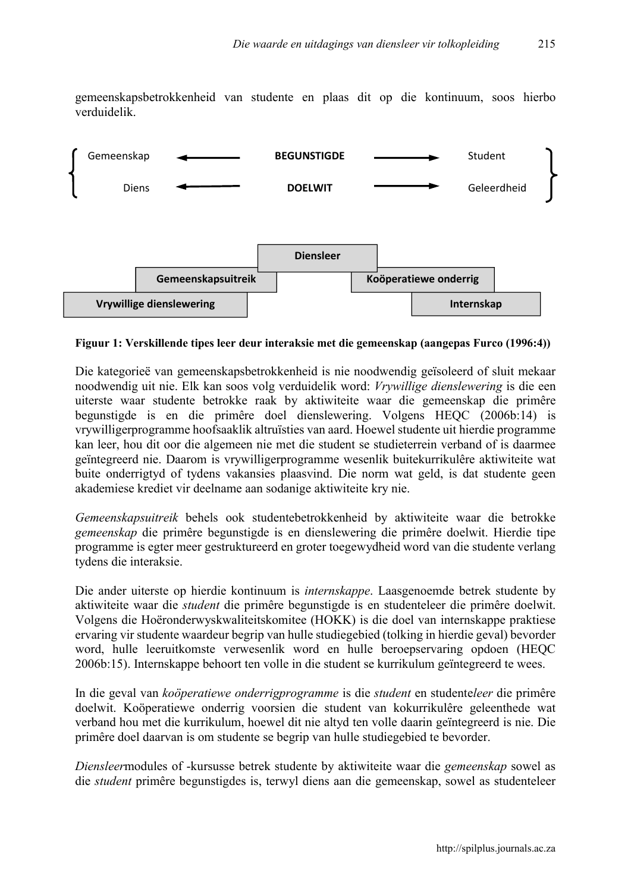gemeenskapsbetrokkenheid van studente en plaas dit op die kontinuum, soos hierbo verduidelik.

| Gemeenskap | ← | **BEGUNSTIGDE** | → | Student |
|---|---|---|---|---|
| Diens | ← | **DOELWIT** | → | Geleerdheid |

| | | **Diensleer** | | |
|---|---|---|---|---|
| | **Gemeenskapsuitreik** | | **Koöperatiewe onderrig** | |
| **Vrywillige dienslewering** | | | | **Internskap** |

**Figuur 1: Verskillende tipes leer deur interaksie met die gemeenskap (aangepas Furco (1996:4))**

Die kategorieë van gemeenskapsbetrokkenheid is nie noodwendig geïsoleerd of sluit mekaar noodwendig uit nie. Elk kan soos volg verduidelik word: *Vrywillige dienslewering* is die een uiterste waar studente betrokke raak by aktiwiteite waar die gemeenskap die primêre begunstigde is en die primêre doel dienslewering. Volgens HEQC (2006b:14) is vrywilligerprogramme hoofsaaklik altruïsties van aard. Hoewel studente uit hierdie programme kan leer, hou dit oor die algemeen nie met die student se studieterrein verband of is daarmee geïntegreerd nie. Daarom is vrywilligerprogramme wesenlik buitekurrikulêre aktiwiteite wat buite onderrigtyd of tydens vakansies plaasvind. Die norm wat geld, is dat studente geen akademiese krediet vir deelname aan sodanige aktiwiteite kry nie.

*Gemeenskapsuitreik* behels ook studentebetrokkenheid by aktiwiteite waar die betrokke *gemeenskap* die primêre begunstigde is en dienslewering die primêre doelwit. Hierdie tipe programme is egter meer gestruktureerd en groter toegewydheid word van die studente verlang tydens die interaksie.

Die ander uiterste op hierdie kontinuum is *internskappe*. Laasgenoemde betrek studente by aktiwiteite waar die *student* die primêre begunstigde is en studenteleer die primêre doelwit. Volgens die Hoëronderwyskwaliteitskomitee (HOKK) is die doel van internskappe praktiese ervaring vir studente waardeur begrip van hulle studiegebied (tolking in hierdie geval) bevorder word, hulle leeruitkomste verwesenlik word en hulle beroepservaring opdoen (HEQC 2006b:15). Internskappe behoort ten volle in die student se kurrikulum geïntegreerd te wees.

In die geval van *koöperatiewe onderrigprogramme* is die *student* en studente*leer* die primêre doelwit. Koöperatiewe onderrig voorsien die student van kokurrikulêre geleenthede wat verband hou met die kurrikulum, hoewel dit nie altyd ten volle daarin geïntegreerd is nie. Die primêre doel daarvan is om studente se begrip van hulle studiegebied te bevorder.

*Diensleer*modules of -kursusse betrek studente by aktiwiteite waar die *gemeenskap* sowel as die *student* primêre begunstigdes is, terwyl diens aan die gemeenskap, sowel as studenteleer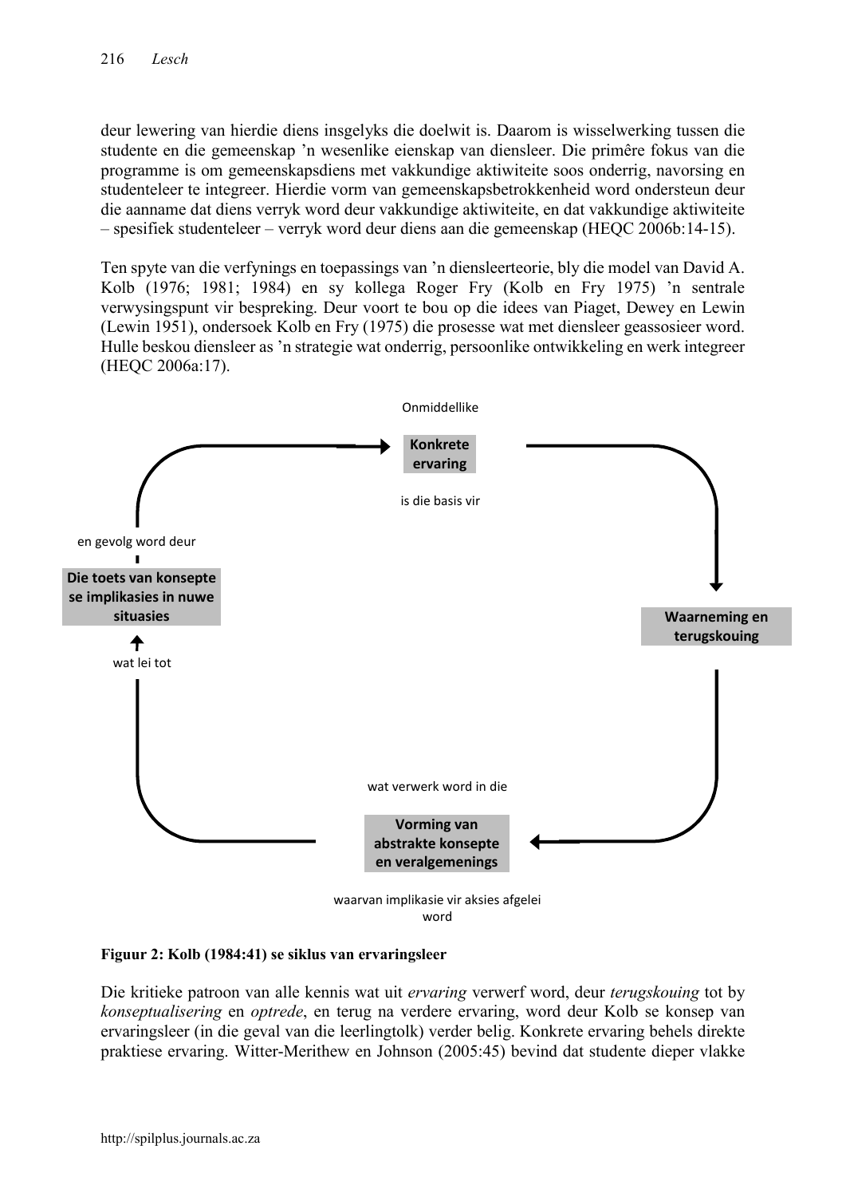deur lewering van hierdie diens insgelyks die doelwit is. Daarom is wisselwerking tussen die studente en die gemeenskap 'n wesenlike eienskap van diensleer. Die primêre fokus van die programme is om gemeenskapsdiens met vakkundige aktiwiteite soos onderrig, navorsing en studenteleer te integreer. Hierdie vorm van gemeenskapsbetrokkenheid word ondersteun deur die aanname dat diens verryk word deur vakkundige aktiwiteite, en dat vakkundige aktiwiteite – spesifiek studenteleer – verryk word deur diens aan die gemeenskap (HEQC 2006b:14-15).

Ten spyte van die verfynings en toepassings van 'n diensleerteorie, bly die model van David A. Kolb (1976; 1981; 1984) en sy kollega Roger Fry (Kolb en Fry 1975) 'n sentrale verwysingspunt vir bespreking. Deur voort te bou op die idees van Piaget, Dewey en Lewin (Lewin 1951), ondersoek Kolb en Fry (1975) die prosesse wat met diensleer geassosieer word. Hulle beskou diensleer as 'n strategie wat onderrig, persoonlike ontwikkeling en werk integreer (HEQC 2006a:17).

Onmiddellike

**Konkrete ervaring**

is die basis vir

**Waarneming en terugskouing**

wat verwerk word in die

**Vorming van abstrakte konsepte en veralgemenings**

waarvan implikasie vir aksies afgelei word

wat lei tot

**Die toets van konsepte se implikasies in nuwe situasies**

en gevolg word deur

**Figuur 2: Kolb (1984:41) se siklus van ervaringsleer**

Die kritieke patroon van alle kennis wat uit *ervaring* verwerf word, deur *terugskouing* tot by *konseptualisering* en *optrede*, en terug na verdere ervaring, word deur Kolb se konsep van ervaringsleer (in die geval van die leerlingtolk) verder belig. Konkrete ervaring behels direkte praktiese ervaring. Witter-Merithew en Johnson (2005:45) bevind dat studente dieper vlakke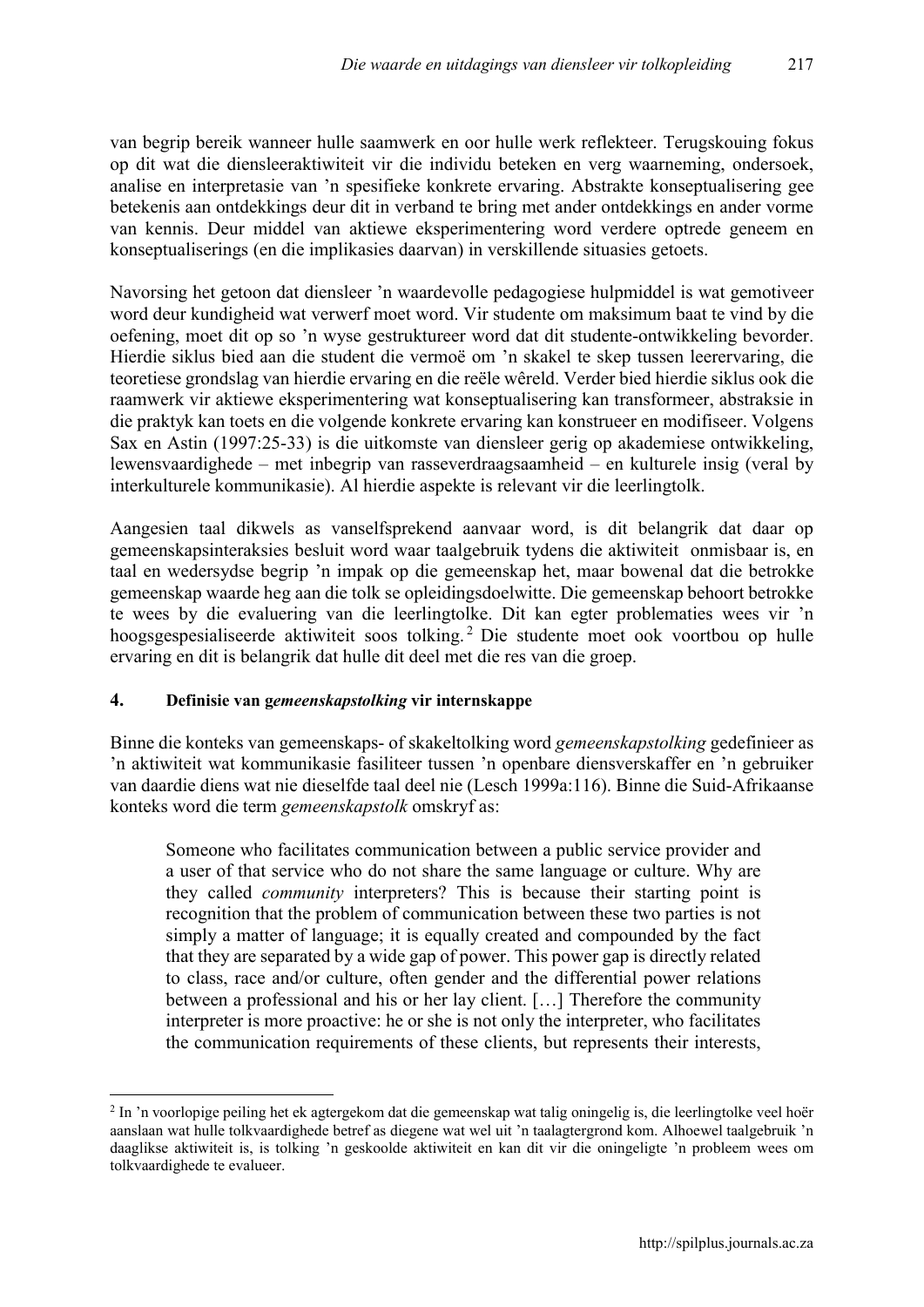van begrip bereik wanneer hulle saamwerk en oor hulle werk reflekteer. Terugskouing fokus op dit wat die diensleeraktiwiteit vir die individu beteken en verg waarneming, ondersoek, analise en interpretasie van 'n spesifieke konkrete ervaring. Abstrakte konseptualisering gee betekenis aan ontdekkings deur dit in verband te bring met ander ontdekkings en ander vorme van kennis. Deur middel van aktiewe eksperimentering word verdere optrede geneem en konseptualiserings (en die implikasies daarvan) in verskillende situasies getoets.

Navorsing het getoon dat diensleer 'n waardevolle pedagogiese hulpmiddel is wat gemotiveer word deur kundigheid wat verwerf moet word. Vir studente om maksimum baat te vind by die oefening, moet dit op so 'n wyse gestruktureer word dat dit studente-ontwikkeling bevorder. Hierdie siklus bied aan die student die vermoë om 'n skakel te skep tussen leerervaring, die teoretiese grondslag van hierdie ervaring en die reële wêreld. Verder bied hierdie siklus ook die raamwerk vir aktiewe eksperimentering wat konseptualisering kan transformeer, abstraksie in die praktyk kan toets en die volgende konkrete ervaring kan konstrueer en modifiseer. Volgens Sax en Astin (1997:25-33) is die uitkomste van diensleer gerig op akademiese ontwikkeling, lewensvaardighede – met inbegrip van rasseverdraagsaamheid – en kulturele insig (veral by interkulturele kommunikasie). Al hierdie aspekte is relevant vir die leerlingtolk.

Aangesien taal dikwels as vanselfsprekend aanvaar word, is dit belangrik dat daar op gemeenskapsinteraksies besluit word waar taalgebruik tydens die aktiwiteit onmisbaar is, en taal en wedersydse begrip 'n impak op die gemeenskap het, maar bowenal dat die betrokke gemeenskap waarde heg aan die tolk se opleidingsdoelwitte. Die gemeenskap behoort betrokke te wees by die evaluering van die leerlingtolke. Dit kan egter problematies wees vir 'n hoogsgespesialiseerde aktiwiteit soos tolking.[2] Die studente moet ook voortbou op hulle ervaring en dit is belangrik dat hulle dit deel met die res van die groep.

## 4. Definisie van *gemeenskapstolking* vir internskappe

Binne die konteks van gemeenskaps- of skakeltolking word *gemeenskapstolking* gedefinieer as 'n aktiwiteit wat kommunikasie fasiliteer tussen 'n openbare diensverskaffer en 'n gebruiker van daardie diens wat nie dieselfde taal deel nie (Lesch 1999a:116). Binne die Suid-Afrikaanse konteks word die term *gemeenskapstolk* omskryf as:

> Someone who facilitates communication between a public service provider and a user of that service who do not share the same language or culture. Why are they called *community* interpreters? This is because their starting point is recognition that the problem of communication between these two parties is not simply a matter of language; it is equally created and compounded by the fact that they are separated by a wide gap of power. This power gap is directly related to class, race and/or culture, often gender and the differential power relations between a professional and his or her lay client. […] Therefore the community interpreter is more proactive: he or she is not only the interpreter, who facilitates the communication requirements of these clients, but represents their interests,

[2] In 'n voorlopige peiling het ek agtergekom dat die gemeenskap wat talig oningelig is, die leerlingtolke veel hoër aanslaan wat hulle tolkvaardighede betref as diegene wat wel uit 'n taalagtergrond kom. Alhoewel taalgebruik 'n daaglikse aktiwiteit is, is tolking 'n geskoolde aktiwiteit en kan dit vir die oningeligte 'n probleem wees om tolkvaardighede te evalueer.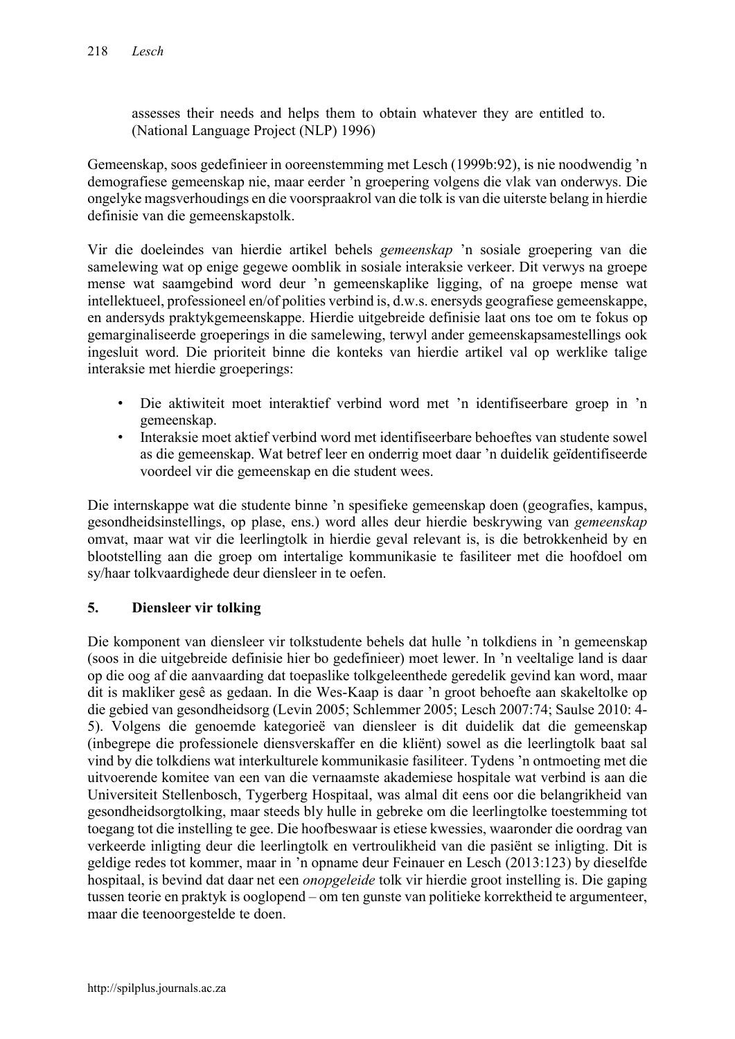assesses their needs and helps them to obtain whatever they are entitled to. (National Language Project (NLP) 1996)

Gemeenskap, soos gedefinieer in ooreenstemming met Lesch (1999b:92), is nie noodwendig ’n demografiese gemeenskap nie, maar eerder ’n groepering volgens die vlak van onderwys. Die ongelyke magsverhoudings en die voorspraakrol van die tolk is van die uiterste belang in hierdie definisie van die gemeenskapstolk.

Vir die doeleindes van hierdie artikel behels *gemeenskap* ’n sosiale groepering van die samelewing wat op enige gegewe oomblik in sosiale interaksie verkeer. Dit verwys na groepe mense wat saamgebind word deur ’n gemeenskaplike ligging, of na groepe mense wat intellektueel, professioneel en/of polities verbind is, d.w.s. enersyds geografiese gemeenskappe, en andersyds praktykgemeenskappe. Hierdie uitgebreide definisie laat ons toe om te fokus op gemarginaliseerde groeperings in die samelewing, terwyl ander gemeenskapsamestellings ook ingesluit word. Die prioriteit binne die konteks van hierdie artikel val op werklike talige interaksie met hierdie groeperings:

- Die aktiwiteit moet interaktief verbind word met ’n identifiseerbare groep in ’n gemeenskap.
- Interaksie moet aktief verbind word met identifiseerbare behoeftes van studente sowel as die gemeenskap. Wat betref leer en onderrig moet daar ’n duidelik geïdentifiseerde voordeel vir die gemeenskap en die student wees.

Die internskappe wat die studente binne ’n spesifieke gemeenskap doen (geografies, kampus, gesondheidsinstellings, op plase, ens.) word alles deur hierdie beskrywing van *gemeenskap* omvat, maar wat vir die leerlingtolk in hierdie geval relevant is, is die betrokkenheid by en blootstelling aan die groep om intertalige kommunikasie te fasiliteer met die hoofdoel om sy/haar tolkvaardighede deur diensleer in te oefen.

## 5. Diensleer vir tolking

Die komponent van diensleer vir tolkstudente behels dat hulle ’n tolkdiens in ’n gemeenskap (soos in die uitgebreide definisie hier bo gedefinieer) moet lewer. In ’n veeltalige land is daar op die oog af die aanvaarding dat toepaslike tolkgeleenthede geredelik gevind kan word, maar dit is makliker gesê as gedaan. In die Wes-Kaap is daar ’n groot behoefte aan skakeltolke op die gebied van gesondheidsorg (Levin 2005; Schlemmer 2005; Lesch 2007:74; Saulse 2010: 4-5). Volgens die genoemde kategorieë van diensleer is dit duidelik dat die gemeenskap (inbegrepe die professionele diensverskaffer en die kliënt) sowel as die leerlingtolk baat sal vind by die tolkdiens wat interkulturele kommunikasie fasiliteer. Tydens ’n ontmoeting met die uitvoerende komitee van een van die vernaamste akademiese hospitale wat verbind is aan die Universiteit Stellenbosch, Tygerberg Hospitaal, was almal dit eens oor die belangrikheid van gesondheidsorgtolking, maar steeds bly hulle in gebreke om die leerlingtolke toestemming tot toegang tot die instelling te gee. Die hoofbeswaar is etiese kwessies, waaronder die oordrag van verkeerde inligting deur die leerlingtolk en vertroulikheid van die pasiënt se inligting. Dit is geldige redes tot kommer, maar in ’n opname deur Feinauer en Lesch (2013:123) by dieselfde hospitaal, is bevind dat daar net een *onopgeleide* tolk vir hierdie groot instelling is. Die gaping tussen teorie en praktyk is ooglopend – om ten gunste van politieke korrektheid te argumenteer, maar die teenoorgestelde te doen.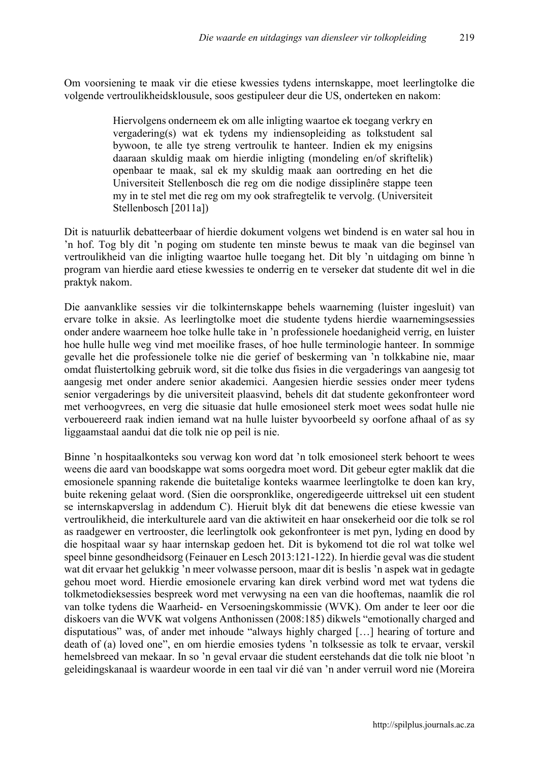Om voorsiening te maak vir die etiese kwessies tydens internskappe, moet leerlingtolke die volgende vertroulikheidsklousule, soos gestipuleer deur die US, onderteken en nakom:

> Hiervolgens onderneem ek om alle inligting waartoe ek toegang verkry en vergadering(s) wat ek tydens my indiensopleiding as tolkstudent sal bywoon, te alle tye streng vertroulik te hanteer. Indien ek my enigsins daaraan skuldig maak om hierdie inligting (mondeling en/of skriftelik) openbaar te maak, sal ek my skuldig maak aan oortreding en het die Universiteit Stellenbosch die reg om die nodige dissiplinêre stappe teen my in te stel met die reg om my ook strafregtelik te vervolg. (Universiteit Stellenbosch [2011a])

Dit is natuurlik debatteerbaar of hierdie dokument volgens wet bindend is en water sal hou in ’n hof. Tog bly dit ’n poging om studente ten minste bewus te maak van die beginsel van vertroulikheid van die inligting waartoe hulle toegang het. Dit bly ’n uitdaging om binne ’n program van hierdie aard etiese kwessies te onderrig en te verseker dat studente dit wel in die praktyk nakom.

Die aanvanklike sessies vir die tolkinternskappe behels waarneming (luister ingesluit) van ervare tolke in aksie. As leerlingtolke moet die studente tydens hierdie waarnemingsessies onder andere waarneem hoe tolke hulle take in ’n professionele hoedanigheid verrig, en luister hoe hulle hulle weg vind met moeilike frases, of hoe hulle terminologie hanteer. In sommige gevalle het die professionele tolke nie die gerief of beskerming van ’n tolkkabine nie, maar omdat fluistertolking gebruik word, sit die tolke dus fisies in die vergaderings van aangesig tot aangesig met onder andere senior akademici. Aangesien hierdie sessies onder meer tydens senior vergaderings by die universiteit plaasvind, behels dit dat studente gekonfronteer word met verhoogvrees, en verg die situasie dat hulle emosioneel sterk moet wees sodat hulle nie verbouereerd raak indien iemand wat na hulle luister byvoorbeeld sy oorfone afhaal of as sy liggaamstaal aandui dat die tolk nie op peil is nie.

Binne ’n hospitaalkonteks sou verwag kon word dat ’n tolk emosioneel sterk behoort te wees weens die aard van boodskappe wat soms oorgedra moet word. Dit gebeur egter maklik dat die emosionele spanning rakende die buitetalige konteks waarmee leerlingtolke te doen kan kry, buite rekening gelaat word. (Sien die oorspronklike, ongeredigeerde uittreksel uit een student se internskapverslag in addendum C). Hieruit blyk dit dat benewens die etiese kwessie van vertroulikheid, die interkulturele aard van die aktiwiteit en haar onsekerheid oor die tolk se rol as raadgewer en vertrooster, die leerlingtolk ook gekonfronteer is met pyn, lyding en dood by die hospitaal waar sy haar internskap gedoen het. Dit is bykomend tot die rol wat tolke wel speel binne gesondheidsorg (Feinauer en Lesch 2013:121-122). In hierdie geval was die student wat dit ervaar het gelukkig ’n meer volwasse persoon, maar dit is beslis ’n aspek wat in gedagte gehou moet word. Hierdie emosionele ervaring kan direk verbind word met wat tydens die tolkmetodieksessies bespreek word met verwysing na een van die hooftemas, naamlik die rol van tolke tydens die Waarheid- en Versoeningskommissie (WVK). Om ander te leer oor die diskoers van die WVK wat volgens Anthonissen (2008:185) dikwels “emotionally charged and disputatious” was, of ander met inhoude “always highly charged […] hearing of torture and death of (a) loved one”, en om hierdie emosies tydens ’n tolksessie as tolk te ervaar, verskil hemelsbreed van mekaar. In so ’n geval ervaar die student eerstehands dat die tolk nie bloot ’n geleidingskanaal is waardeur woorde in een taal vir dié van ’n ander verruil word nie (Moreira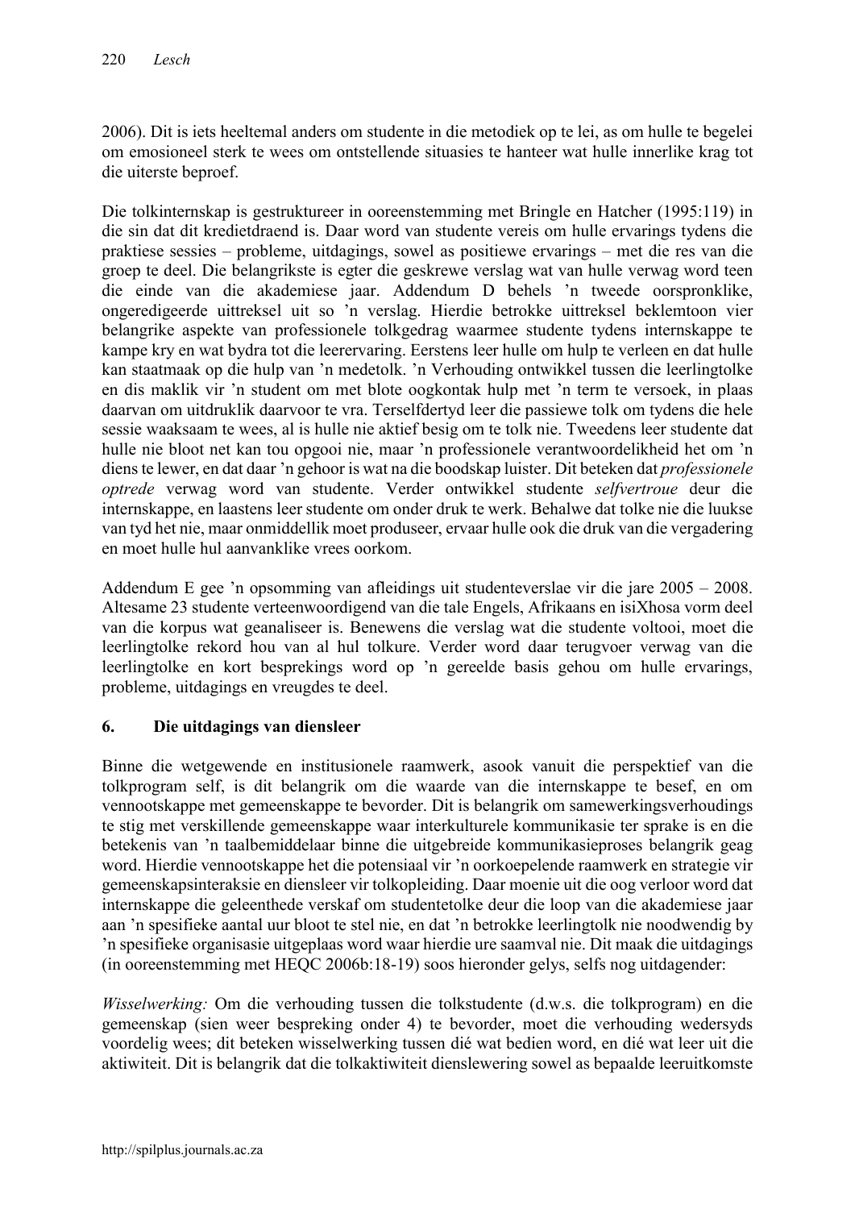2006). Dit is iets heeltemal anders om studente in die metodiek op te lei, as om hulle te begelei om emosioneel sterk te wees om ontstellende situasies te hanteer wat hulle innerlike krag tot die uiterste beproef.

Die tolkinternskap is gestruktureer in ooreenstemming met Bringle en Hatcher (1995:119) in die sin dat dit kredietdraend is. Daar word van studente vereis om hulle ervarings tydens die praktiese sessies – probleme, uitdagings, sowel as positiewe ervarings – met die res van die groep te deel. Die belangrikste is egter die geskrewe verslag wat van hulle verwag word teen die einde van die akademiese jaar. Addendum D behels 'n tweede oorspronklike, ongeredigeerde uittreksel uit so 'n verslag. Hierdie betrokke uittreksel beklemtoon vier belangrike aspekte van professionele tolkgedrag waarmee studente tydens internskappe te kampe kry en wat bydra tot die leerervaring. Eerstens leer hulle om hulp te verleen en dat hulle kan staatmaak op die hulp van 'n medetolk. 'n Verhouding ontwikkel tussen die leerlingtolke en dis maklik vir 'n student om met blote oogkontak hulp met 'n term te versoek, in plaas daarvan om uitdruklik daarvoor te vra. Terselfdertyd leer die passiewe tolk om tydens die hele sessie waaksaam te wees, al is hulle nie aktief besig om te tolk nie. Tweedens leer studente dat hulle nie bloot net kan tou opgooi nie, maar 'n professionele verantwoordelikheid het om 'n diens te lewer, en dat daar 'n gehoor is wat na die boodskap luister. Dit beteken dat *professionele optrede* verwag word van studente. Verder ontwikkel studente *selfvertroue* deur die internskappe, en laastens leer studente om onder druk te werk. Behalwe dat tolke nie die luukse van tyd het nie, maar onmiddellik moet produseer, ervaar hulle ook die druk van die vergadering en moet hulle hul aanvanklike vrees oorkom.

Addendum E gee 'n opsomming van afleidings uit studenteverslae vir die jare 2005 – 2008. Altesame 23 studente verteenwoordigend van die tale Engels, Afrikaans en isiXhosa vorm deel van die korpus wat geanaliseer is. Benewens die verslag wat die studente voltooi, moet die leerlingtolke rekord hou van al hul tolkure. Verder word daar terugvoer verwag van die leerlingtolke en kort besprekings word op 'n gereelde basis gehou om hulle ervarings, probleme, uitdagings en vreugdes te deel.

## 6. Die uitdagings van diensleer

Binne die wetgewende en institusionele raamwerk, asook vanuit die perspektief van die tolkprogram self, is dit belangrik om die waarde van die internskappe te besef, en om vennootskappe met gemeenskappe te bevorder. Dit is belangrik om samewerkingsverhoudings te stig met verskillende gemeenskappe waar interkulturele kommunikasie ter sprake is en die betekenis van 'n taalbemiddelaar binne die uitgebreide kommunikasieproses belangrik geag word. Hierdie vennootskappe het die potensiaal vir 'n oorkoepelende raamwerk en strategie vir gemeenskapsinteraksie en diensleer vir tolkopleiding. Daar moenie uit die oog verloor word dat internskappe die geleenthede verskaf om studentetolke deur die loop van die akademiese jaar aan 'n spesifieke aantal uur bloot te stel nie, en dat 'n betrokke leerlingtolk nie noodwendig by 'n spesifieke organisasie uitgeplaas word waar hierdie ure saamval nie. Dit maak die uitdagings (in ooreenstemming met HEQC 2006b:18-19) soos hieronder gelys, selfs nog uitdagender:

*Wisselwerking:* Om die verhouding tussen die tolkstudente (d.w.s. die tolkprogram) en die gemeenskap (sien weer bespreking onder 4) te bevorder, moet die verhouding wedersyds voordelig wees; dit beteken wisselwerking tussen dié wat bedien word, en dié wat leer uit die aktiwiteit. Dit is belangrik dat die tolkaktiwiteit dienslewering sowel as bepaalde leeruitkomste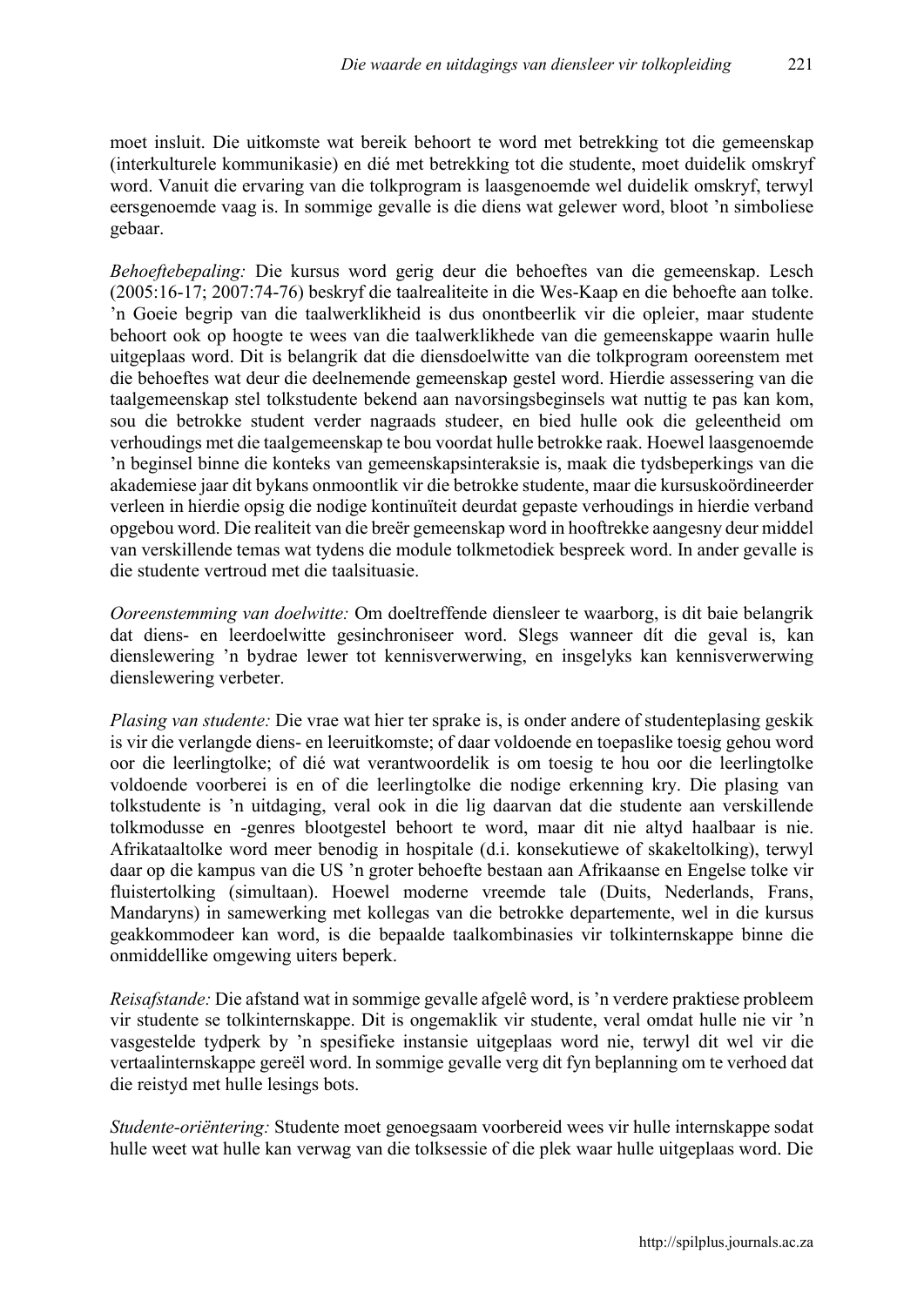moet insluit. Die uitkomste wat bereik behoort te word met betrekking tot die gemeenskap (interkulturele kommunikasie) en dié met betrekking tot die studente, moet duidelik omskryf word. Vanuit die ervaring van die tolkprogram is laasgenoemde wel duidelik omskryf, terwyl eersgenoemde vaag is. In sommige gevalle is die diens wat gelewer word, bloot ’n simboliese gebaar.

*Behoeftebepaling:* Die kursus word gerig deur die behoeftes van die gemeenskap. Lesch (2005:16-17; 2007:74-76) beskryf die taalrealiteite in die Wes-Kaap en die behoefte aan tolke. ’n Goeie begrip van die taalwerklikheid is dus onontbeerlik vir die opleier, maar studente behoort ook op hoogte te wees van die taalwerklikhede van die gemeenskappe waarin hulle uitgeplaas word. Dit is belangrik dat die diensdoelwitte van die tolkprogram ooreenstem met die behoeftes wat deur die deelnemende gemeenskap gestel word. Hierdie assessering van die taalgemeenskap stel tolkstudente bekend aan navorsingsbeginsels wat nuttig te pas kan kom, sou die betrokke student verder nagraads studeer, en bied hulle ook die geleentheid om verhoudings met die taalgemeenskap te bou voordat hulle betrokke raak. Hoewel laasgenoemde ’n beginsel binne die konteks van gemeenskapsinteraksie is, maak die tydsbeperkings van die akademiese jaar dit bykans onmoontlik vir die betrokke studente, maar die kursuskoördineerder verleen in hierdie opsig die nodige kontinuïteit deurdat gepaste verhoudings in hierdie verband opgebou word. Die realiteit van die breër gemeenskap word in hooftrekke aangesny deur middel van verskillende temas wat tydens die module tolkmetodiek bespreek word. In ander gevalle is die studente vertroud met die taalsituasie.

*Ooreenstemming van doelwitte:* Om doeltreffende diensleer te waarborg, is dit baie belangrik dat diens- en leerdoelwitte gesinchroniseer word. Slegs wanneer dít die geval is, kan dienslewering ’n bydrae lewer tot kennisverwerwing, en insgelyks kan kennisverwerwing dienslewering verbeter.

*Plasing van studente:* Die vrae wat hier ter sprake is, is onder andere of studenteplasing geskik is vir die verlangde diens- en leeruitkomste; of daar voldoende en toepaslike toesig gehou word oor die leerlingtolke; of dié wat verantwoordelik is om toesig te hou oor die leerlingtolke voldoende voorberei is en of die leerlingtolke die nodige erkenning kry. Die plasing van tolkstudente is ’n uitdaging, veral ook in die lig daarvan dat die studente aan verskillende tolkmodusse en -genres blootgestel behoort te word, maar dit nie altyd haalbaar is nie. Afrikataaltolke word meer benodig in hospitale (d.i. konsekutiewe of skakeltolking), terwyl daar op die kampus van die US ’n groter behoefte bestaan aan Afrikaanse en Engelse tolke vir fluistertolking (simultaan). Hoewel moderne vreemde tale (Duits, Nederlands, Frans, Mandaryns) in samewerking met kollegas van die betrokke departemente, wel in die kursus geakkommodeer kan word, is die bepaalde taalkombinasies vir tolkinternskappe binne die onmiddellike omgewing uiters beperk.

*Reisafstande:* Die afstand wat in sommige gevalle afgelê word, is ’n verdere praktiese probleem vir studente se tolkinternskappe. Dit is ongemaklik vir studente, veral omdat hulle nie vir ’n vasgestelde tydperk by ’n spesifieke instansie uitgeplaas word nie, terwyl dit wel vir die vertaalinternskappe gereël word. In sommige gevalle verg dit fyn beplanning om te verhoed dat die reistyd met hulle lesings bots.

*Studente-oriëntering:* Studente moet genoegsaam voorbereid wees vir hulle internskappe sodat hulle weet wat hulle kan verwag van die tolksessie of die plek waar hulle uitgeplaas word. Die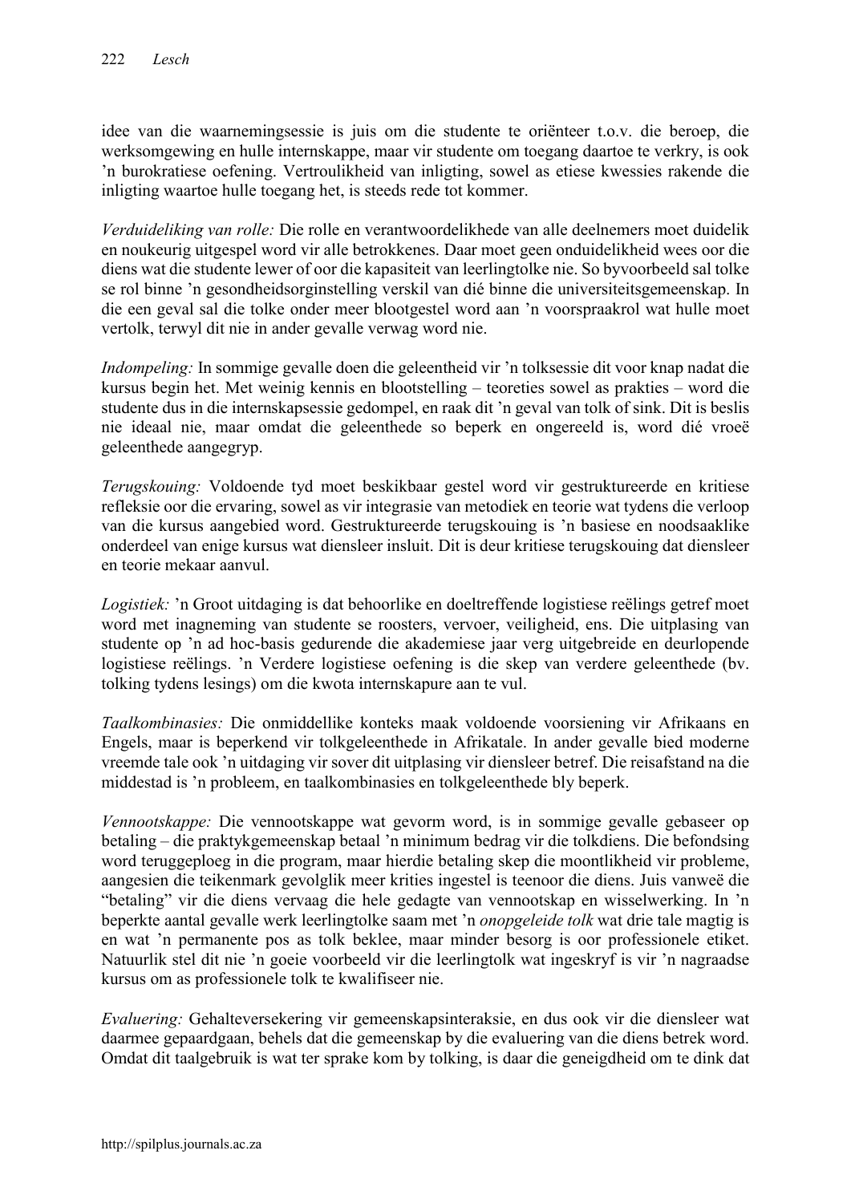idee van die waarnemingsessie is juis om die studente te oriënteer t.o.v. die beroep, die werksomgewing en hulle internskappe, maar vir studente om toegang daartoe te verkry, is ook 'n burokratiese oefening. Vertroulikheid van inligting, sowel as etiese kwessies rakende die inligting waartoe hulle toegang het, is steeds rede tot kommer.

*Verduideliking van rolle:* Die rolle en verantwoordelikhede van alle deelnemers moet duidelik en noukeurig uitgespel word vir alle betrokkenes. Daar moet geen onduidelikheid wees oor die diens wat die studente lewer of oor die kapasiteit van leerlingtolke nie. So byvoorbeeld sal tolke se rol binne 'n gesondheidsorginstelling verskil van dié binne die universiteitsgemeenskap. In die een geval sal die tolke onder meer blootgestel word aan 'n voorspraakrol wat hulle moet vertolk, terwyl dit nie in ander gevalle verwag word nie.

*Indompeling:* In sommige gevalle doen die geleentheid vir 'n tolksessie dit voor knap nadat die kursus begin het. Met weinig kennis en blootstelling – teoreties sowel as prakties – word die studente dus in die internskapsessie gedompel, en raak dit 'n geval van tolk of sink. Dit is beslis nie ideaal nie, maar omdat die geleenthede so beperk en ongereeld is, word dié vroeë geleenthede aangegryp.

*Terugskouing:* Voldoende tyd moet beskikbaar gestel word vir gestruktureerde en kritiese refleksie oor die ervaring, sowel as vir integrasie van metodiek en teorie wat tydens die verloop van die kursus aangebied word. Gestruktureerde terugskouing is 'n basiese en noodsaaklike onderdeel van enige kursus wat diensleer insluit. Dit is deur kritiese terugskouing dat diensleer en teorie mekaar aanvul.

*Logistiek:* 'n Groot uitdaging is dat behoorlike en doeltreffende logistiese reëlings getref moet word met inagneming van studente se roosters, vervoer, veiligheid, ens. Die uitplasing van studente op 'n ad hoc-basis gedurende die akademiese jaar verg uitgebreide en deurlopende logistiese reëlings. 'n Verdere logistiese oefening is die skep van verdere geleenthede (bv. tolking tydens lesings) om die kwota internskapure aan te vul.

*Taalkombinasies:* Die onmiddellike konteks maak voldoende voorsiening vir Afrikaans en Engels, maar is beperkend vir tolkgeleenthede in Afrikatale. In ander gevalle bied moderne vreemde tale ook 'n uitdaging vir sover dit uitplasing vir diensleer betref. Die reisafstand na die middestad is 'n probleem, en taalkombinasies en tolkgeleenthede bly beperk.

*Vennootskappe:* Die vennootskappe wat gevorm word, is in sommige gevalle gebaseer op betaling – die praktykgemeenskap betaal 'n minimum bedrag vir die tolkdiens. Die befondsing word teruggeploeg in die program, maar hierdie betaling skep die moontlikheid vir probleme, aangesien die teikenmark gevolglik meer krities ingestel is teenoor die diens. Juis vanweë die "betaling" vir die diens vervaag die hele gedagte van vennootskap en wisselwerking. In 'n beperkte aantal gevalle werk leerlingtolke saam met 'n *onopgeleide tolk* wat drie tale magtig is en wat 'n permanente pos as tolk beklee, maar minder besorg is oor professionele etiket. Natuurlik stel dit nie 'n goeie voorbeeld vir die leerlingtolk wat ingeskryf is vir 'n nagraadse kursus om as professionele tolk te kwalifiseer nie.

*Evaluering:* Gehalteversekering vir gemeenskapsinteraksie, en dus ook vir die diensleer wat daarmee gepaardgaan, behels dat die gemeenskap by die evaluering van die diens betrek word. Omdat dit taalgebruik is wat ter sprake kom by tolking, is daar die geneigdheid om te dink dat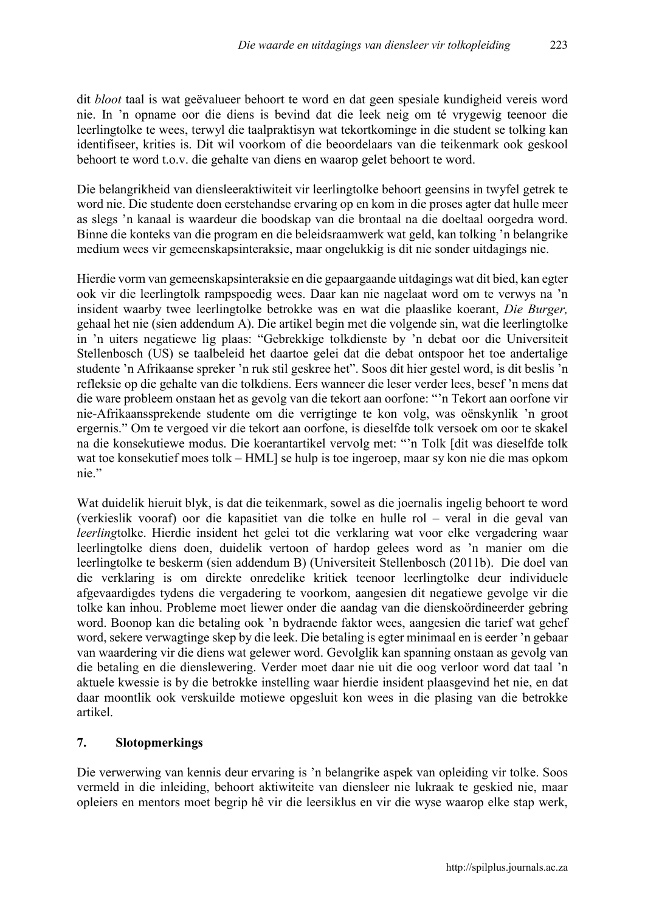dit *bloot* taal is wat geëvalueer behoort te word en dat geen spesiale kundigheid vereis word nie. In 'n opname oor die diens is bevind dat die leek neig om té vrygewig teenoor die leerlingtolke te wees, terwyl die taalpraktisyn wat tekortkominge in die student se tolking kan identifiseer, krities is. Dit wil voorkom of die beoordelaars van die teikenmark ook geskool behoort te word t.o.v. die gehalte van diens en waarop gelet behoort te word.

Die belangrikheid van diensleeraktiwiteit vir leerlingtolke behoort geensins in twyfel getrek te word nie. Die studente doen eerstehandse ervaring op en kom in die proses agter dat hulle meer as slegs 'n kanaal is waardeur die boodskap van die brontaal na die doeltaal oorgedra word. Binne die konteks van die program en die beleidsraamwerk wat geld, kan tolking 'n belangrike medium wees vir gemeenskapsinteraksie, maar ongelukkig is dit nie sonder uitdagings nie.

Hierdie vorm van gemeenskapsinteraksie en die gepaargaande uitdagings wat dit bied, kan egter ook vir die leerlingtolk rampspoedig wees. Daar kan nie nagelaat word om te verwys na 'n insident waarby twee leerlingtolke betrokke was en wat die plaaslike koerant, *Die Burger,* gehaal het nie (sien addendum A). Die artikel begin met die volgende sin, wat die leerlingtolke in 'n uiters negatiewe lig plaas: "Gebrekkige tolkdienste by 'n debat oor die Universiteit Stellenbosch (US) se taalbeleid het daartoe gelei dat die debat ontspoor het toe andertalige studente 'n Afrikaanse spreker 'n ruk stil geskree het". Soos dit hier gestel word, is dit beslis 'n refleksie op die gehalte van die tolkdiens. Eers wanneer die leser verder lees, besef 'n mens dat die ware probleem onstaan het as gevolg van die tekort aan oorfone: "'n Tekort aan oorfone vir nie-Afrikaanssprekende studente om die verrigtinge te kon volg, was oënskynlik 'n groot ergernis." Om te vergoed vir die tekort aan oorfone, is dieselfde tolk versoek om oor te skakel na die konsekutiewe modus. Die koerantartikel vervolg met: "'n Tolk [dit was dieselfde tolk wat toe konsekutief moes tolk – HML] se hulp is toe ingeroep, maar sy kon nie die mas opkom nie."

Wat duidelik hieruit blyk, is dat die teikenmark, sowel as die joernalis ingelig behoort te word (verkieslik vooraf) oor die kapasitiet van die tolke en hulle rol – veral in die geval van *leerling*tolke. Hierdie insident het gelei tot die verklaring wat voor elke vergadering waar leerlingtolke diens doen, duidelik vertoon of hardop gelees word as 'n manier om die leerlingtolke te beskerm (sien addendum B) (Universiteit Stellenbosch (2011b). Die doel van die verklaring is om direkte onredelike kritiek teenoor leerlingtolke deur individuele afgevaardigdes tydens die vergadering te voorkom, aangesien dit negatiewe gevolge vir die tolke kan inhou. Probleme moet liewer onder die aandag van die dienskoördineerder gebring word. Boonop kan die betaling ook 'n bydraende faktor wees, aangesien die tarief wat gehef word, sekere verwagtinge skep by die leek. Die betaling is egter minimaal en is eerder 'n gebaar van waardering vir die diens wat gelewer word. Gevolglik kan spanning onstaan as gevolg van die betaling en die dienslewering. Verder moet daar nie uit die oog verloor word dat taal 'n aktuele kwessie is by die betrokke instelling waar hierdie insident plaasgevind het nie, en dat daar moontlik ook verskuilde motiewe opgesluit kon wees in die plasing van die betrokke artikel.

## 7. Slotopmerkings

Die verwerwing van kennis deur ervaring is 'n belangrike aspek van opleiding vir tolke. Soos vermeld in die inleiding, behoort aktiwiteite van diensleer nie lukraak te geskied nie, maar opleiers en mentors moet begrip hê vir die leersiklus en vir die wyse waarop elke stap werk,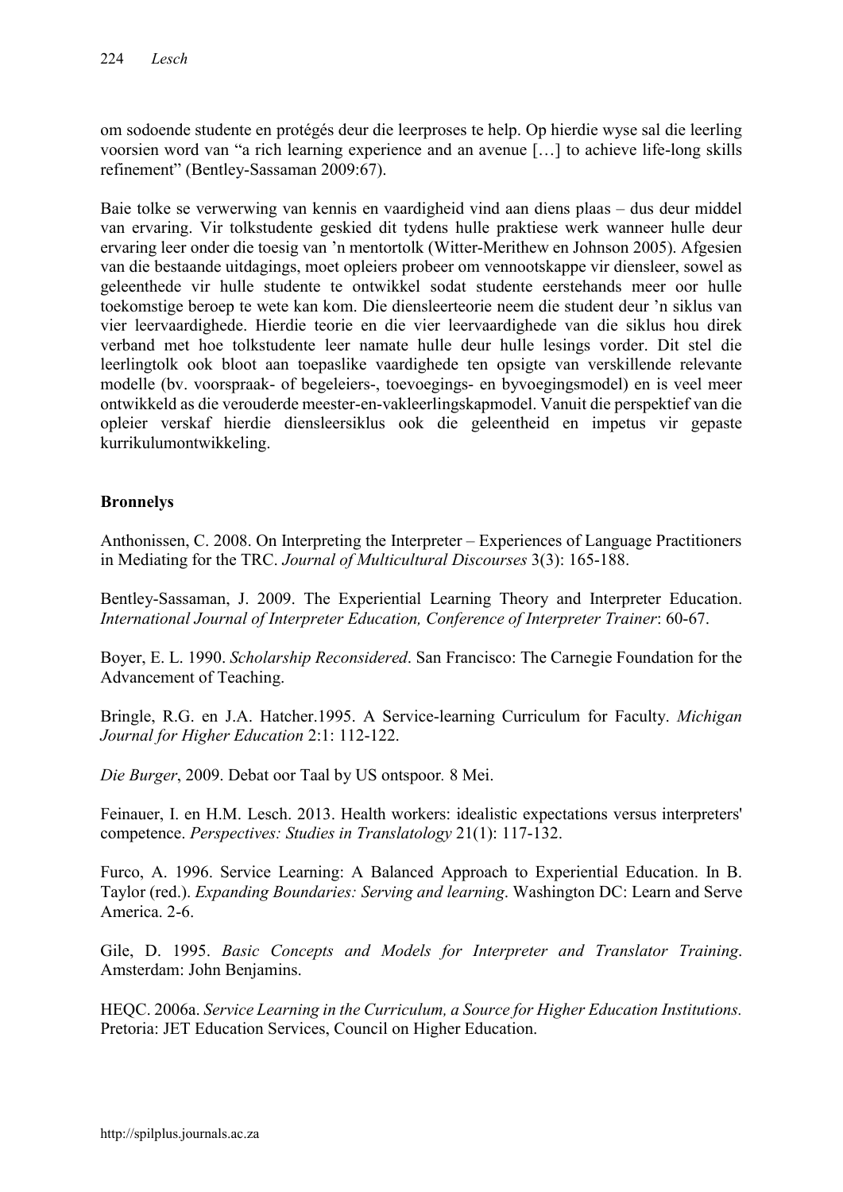om sodoende studente en protégés deur die leerproses te help. Op hierdie wyse sal die leerling voorsien word van "a rich learning experience and an avenue […] to achieve life-long skills refinement" (Bentley-Sassaman 2009:67).

Baie tolke se verwerwing van kennis en vaardigheid vind aan diens plaas – dus deur middel van ervaring. Vir tolkstudente geskied dit tydens hulle praktiese werk wanneer hulle deur ervaring leer onder die toesig van 'n mentortolk (Witter-Merithew en Johnson 2005). Afgesien van die bestaande uitdagings, moet opleiers probeer om vennootskappe vir diensleer, sowel as geleenthede vir hulle studente te ontwikkel sodat studente eerstehands meer oor hulle toekomstige beroep te wete kan kom. Die diensleerteorie neem die student deur 'n siklus van vier leervaardighede. Hierdie teorie en die vier leervaardighede van die siklus hou direk verband met hoe tolkstudente leer namate hulle deur hulle lesings vorder. Dit stel die leerlingtolk ook bloot aan toepaslike vaardighede ten opsigte van verskillende relevante modelle (bv. voorspraak- of begeleiers-, toevoegings- en byvoegingsmodel) en is veel meer ontwikkeld as die verouderde meester-en-vakleerlingskapmodel. Vanuit die perspektief van die opleier verskaf hierdie diensleersiklus ook die geleentheid en impetus vir gepaste kurrikulumontwikkeling.

**Bronnelys**

Anthonissen, C. 2008. On Interpreting the Interpreter – Experiences of Language Practitioners in Mediating for the TRC. *Journal of Multicultural Discourses* 3(3): 165-188.

Bentley-Sassaman, J. 2009. The Experiential Learning Theory and Interpreter Education. *International Journal of Interpreter Education, Conference of Interpreter Trainer*: 60-67.

Boyer, E. L. 1990. *Scholarship Reconsidered*. San Francisco: The Carnegie Foundation for the Advancement of Teaching.

Bringle, R.G. en J.A. Hatcher.1995. A Service-learning Curriculum for Faculty. *Michigan Journal for Higher Education* 2:1: 112-122.

*Die Burger*, 2009. Debat oor Taal by US ontspoor*.* 8 Mei.

Feinauer, I. en H.M. Lesch. 2013. Health workers: idealistic expectations versus interpreters' competence. *Perspectives: Studies in Translatology* 21(1): 117-132.

Furco, A. 1996. Service Learning: A Balanced Approach to Experiential Education. In B. Taylor (red.). *Expanding Boundaries: Serving and learning*. Washington DC: Learn and Serve America. 2-6.

Gile, D. 1995. *Basic Concepts and Models for Interpreter and Translator Training*. Amsterdam: John Benjamins.

HEQC. 2006a. *Service Learning in the Curriculum, a Source for Higher Education Institutions*. Pretoria: JET Education Services, Council on Higher Education.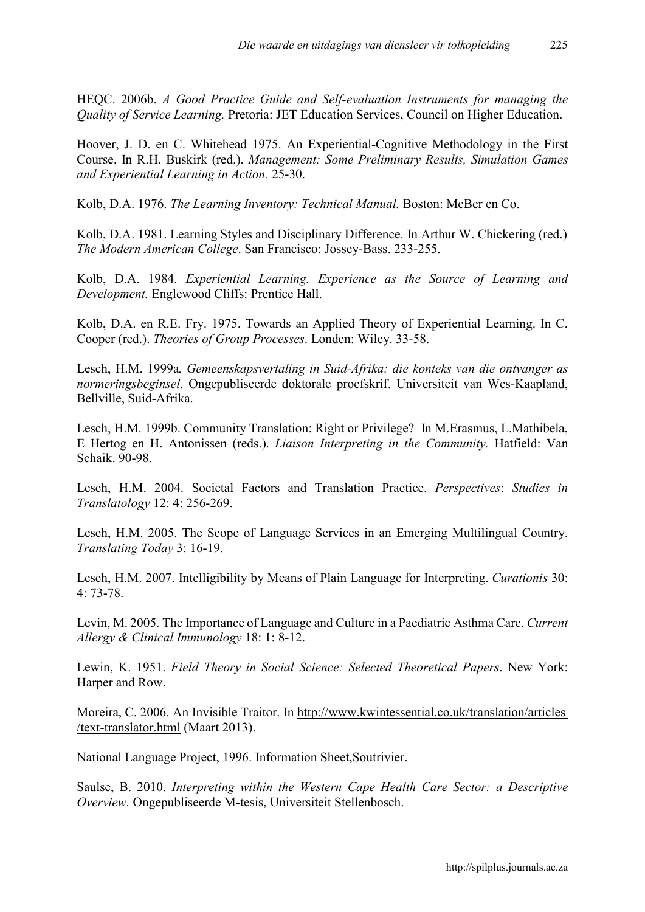HEQC. 2006b. *A Good Practice Guide and Self-evaluation Instruments for managing the Quality of Service Learning.* Pretoria: JET Education Services, Council on Higher Education.

Hoover, J. D. en C. Whitehead 1975. An Experiential-Cognitive Methodology in the First Course. In R.H. Buskirk (red.). *Management: Some Preliminary Results, Simulation Games and Experiential Learning in Action.* 25-30.

Kolb, D.A. 1976. *The Learning Inventory: Technical Manual.* Boston: McBer en Co.

Kolb, D.A. 1981. Learning Styles and Disciplinary Difference. In Arthur W. Chickering (red.) *The Modern American College*. San Francisco: Jossey-Bass. 233-255.

Kolb, D.A. 1984. *Experiential Learning. Experience as the Source of Learning and Development.* Englewood Cliffs: Prentice Hall.

Kolb, D.A. en R.E. Fry. 1975. Towards an Applied Theory of Experiential Learning. In C. Cooper (red.). *Theories of Group Processes*. Londen: Wiley. 33-58.

Lesch, H.M. 1999a*. Gemeenskapsvertaling in Suid-Afrika: die konteks van die ontvanger as normeringsbeginsel*. Ongepubliseerde doktorale proefskrif. Universiteit van Wes-Kaapland, Bellville, Suid-Afrika.

Lesch, H.M. 1999b. Community Translation: Right or Privilege? In M.Erasmus, L.Mathibela, E Hertog en H. Antonissen (reds.). *Liaison Interpreting in the Community.* Hatfield: Van Schaik. 90-98.

Lesch, H.M. 2004. Societal Factors and Translation Practice. *Perspectives*: *Studies in Translatology* 12: 4: 256-269.

Lesch, H.M. 2005. The Scope of Language Services in an Emerging Multilingual Country. *Translating Today* 3: 16-19.

Lesch, H.M. 2007. Intelligibility by Means of Plain Language for Interpreting. *Curationis* 30: 4: 73-78.

Levin, M. 2005. The Importance of Language and Culture in a Paediatric Asthma Care. *Current Allergy & Clinical Immunology* 18: 1: 8-12.

Lewin, K. 1951. *Field Theory in Social Science: Selected Theoretical Papers*. New York: Harper and Row.

Moreira, C. 2006. An Invisible Traitor. In http://www.kwintessential.co.uk/translation/articles/text-translator.html (Maart 2013).

National Language Project, 1996. Information Sheet,Soutrivier.

Saulse, B. 2010. *Interpreting within the Western Cape Health Care Sector: a Descriptive Overview.* Ongepubliseerde M-tesis, Universiteit Stellenbosch.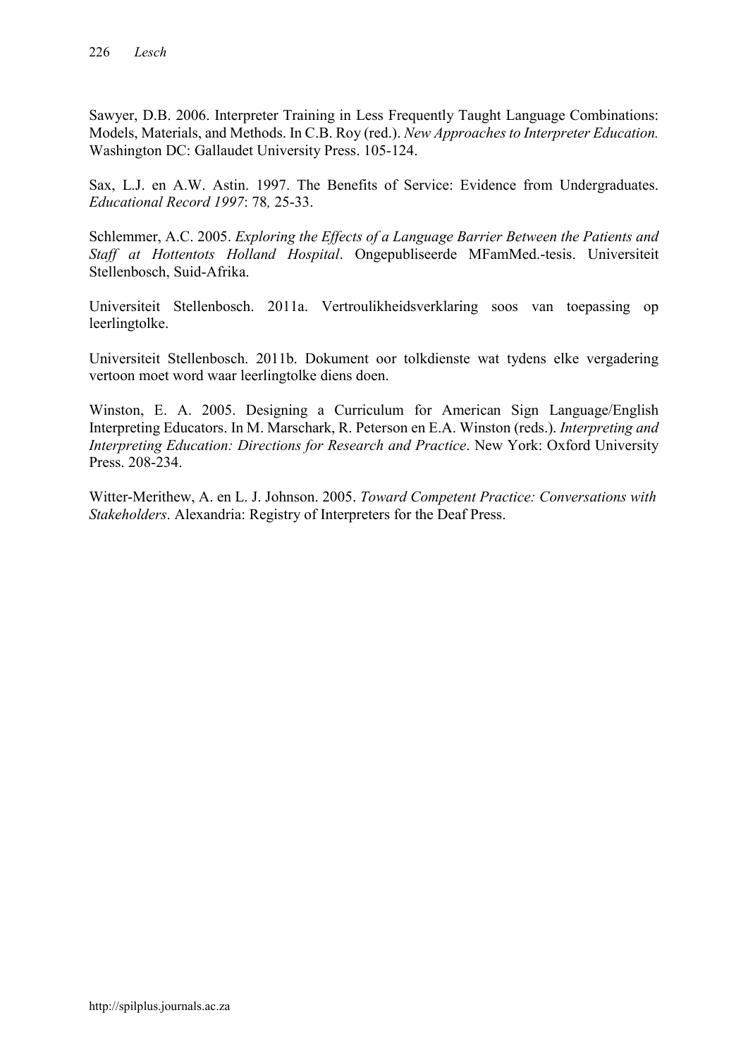Sawyer, D.B. 2006. Interpreter Training in Less Frequently Taught Language Combinations: Models, Materials, and Methods. In C.B. Roy (red.). *New Approaches to Interpreter Education.* Washington DC: Gallaudet University Press. 105-124.

Sax, L.J. en A.W. Astin. 1997. The Benefits of Service: Evidence from Undergraduates. *Educational Record 1997*: 78*,* 25-33.

Schlemmer, A.C. 2005. *Exploring the Effects of a Language Barrier Between the Patients and Staff at Hottentots Holland Hospital*. Ongepubliseerde MFamMed.-tesis. Universiteit Stellenbosch, Suid-Afrika.

Universiteit Stellenbosch. 2011a. Vertroulikheidsverklaring soos van toepassing op leerlingtolke.

Universiteit Stellenbosch. 2011b. Dokument oor tolkdienste wat tydens elke vergadering vertoon moet word waar leerlingtolke diens doen.

Winston, E. A. 2005. Designing a Curriculum for American Sign Language/English Interpreting Educators. In M. Marschark, R. Peterson en E.A. Winston (reds.). *Interpreting and Interpreting Education: Directions for Research and Practice*. New York: Oxford University Press. 208-234.

Witter-Merithew, A. en L. J. Johnson. 2005. *Toward Competent Practice: Conversations with Stakeholders*. Alexandria: Registry of Interpreters for the Deaf Press.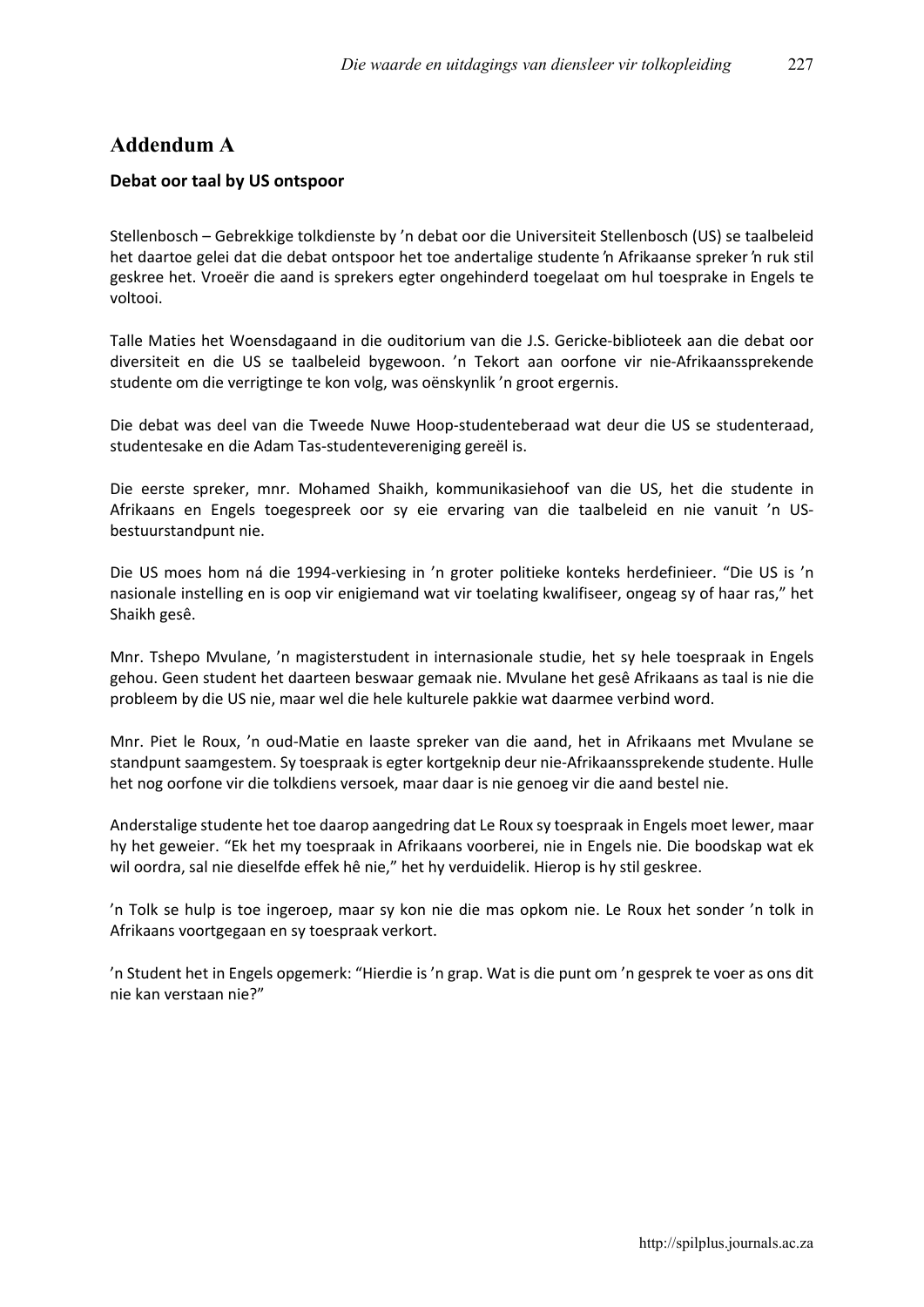## Addendum A

### Debat oor taal by US ontspoor

Stellenbosch – Gebrekkige tolkdienste by ’n debat oor die Universiteit Stellenbosch (US) se taalbeleid het daartoe gelei dat die debat ontspoor het toe andertalige studente ’n Afrikaanse spreker ’n ruk stil geskree het. Vroeër die aand is sprekers egter ongehinderd toegelaat om hul toesprake in Engels te voltooi.

Talle Maties het Woensdagaand in die ouditorium van die J.S. Gericke-biblioteek aan die debat oor diversiteit en die US se taalbeleid bygewoon. ’n Tekort aan oorfone vir nie-Afrikaanssprekende studente om die verrigtinge te kon volg, was oënskynlik ’n groot ergernis.

Die debat was deel van die Tweede Nuwe Hoop-studenteberaad wat deur die US se studenteraad, studentesake en die Adam Tas-studentevereniging gereël is.

Die eerste spreker, mnr. Mohamed Shaikh, kommunikasiehoof van die US, het die studente in Afrikaans en Engels toegespreek oor sy eie ervaring van die taalbeleid en nie vanuit ’n US-bestuurstandpunt nie.

Die US moes hom ná die 1994-verkiesing in ’n groter politieke konteks herdefinieer. “Die US is ’n nasionale instelling en is oop vir enigiemand wat vir toelating kwalifiseer, ongeag sy of haar ras,” het Shaikh gesê.

Mnr. Tshepo Mvulane, ’n magisterstudent in internasionale studie, het sy hele toespraak in Engels gehou. Geen student het daarteen beswaar gemaak nie. Mvulane het gesê Afrikaans as taal is nie die probleem by die US nie, maar wel die hele kulturele pakkie wat daarmee verbind word.

Mnr. Piet le Roux, ’n oud-Matie en laaste spreker van die aand, het in Afrikaans met Mvulane se standpunt saamgestem. Sy toespraak is egter kortgeknip deur nie-Afrikaanssprekende studente. Hulle het nog oorfone vir die tolkdiens versoek, maar daar is nie genoeg vir die aand bestel nie.

Anderstalige studente het toe daarop aangedring dat Le Roux sy toespraak in Engels moet lewer, maar hy het geweier. “Ek het my toespraak in Afrikaans voorberei, nie in Engels nie. Die boodskap wat ek wil oordra, sal nie dieselfde effek hê nie,” het hy verduidelik. Hierop is hy stil geskree.

’n Tolk se hulp is toe ingeroep, maar sy kon nie die mas opkom nie. Le Roux het sonder ’n tolk in Afrikaans voortgegaan en sy toespraak verkort.

’n Student het in Engels opgemerk: “Hierdie is ’n grap. Wat is die punt om ’n gesprek te voer as ons dit nie kan verstaan nie?”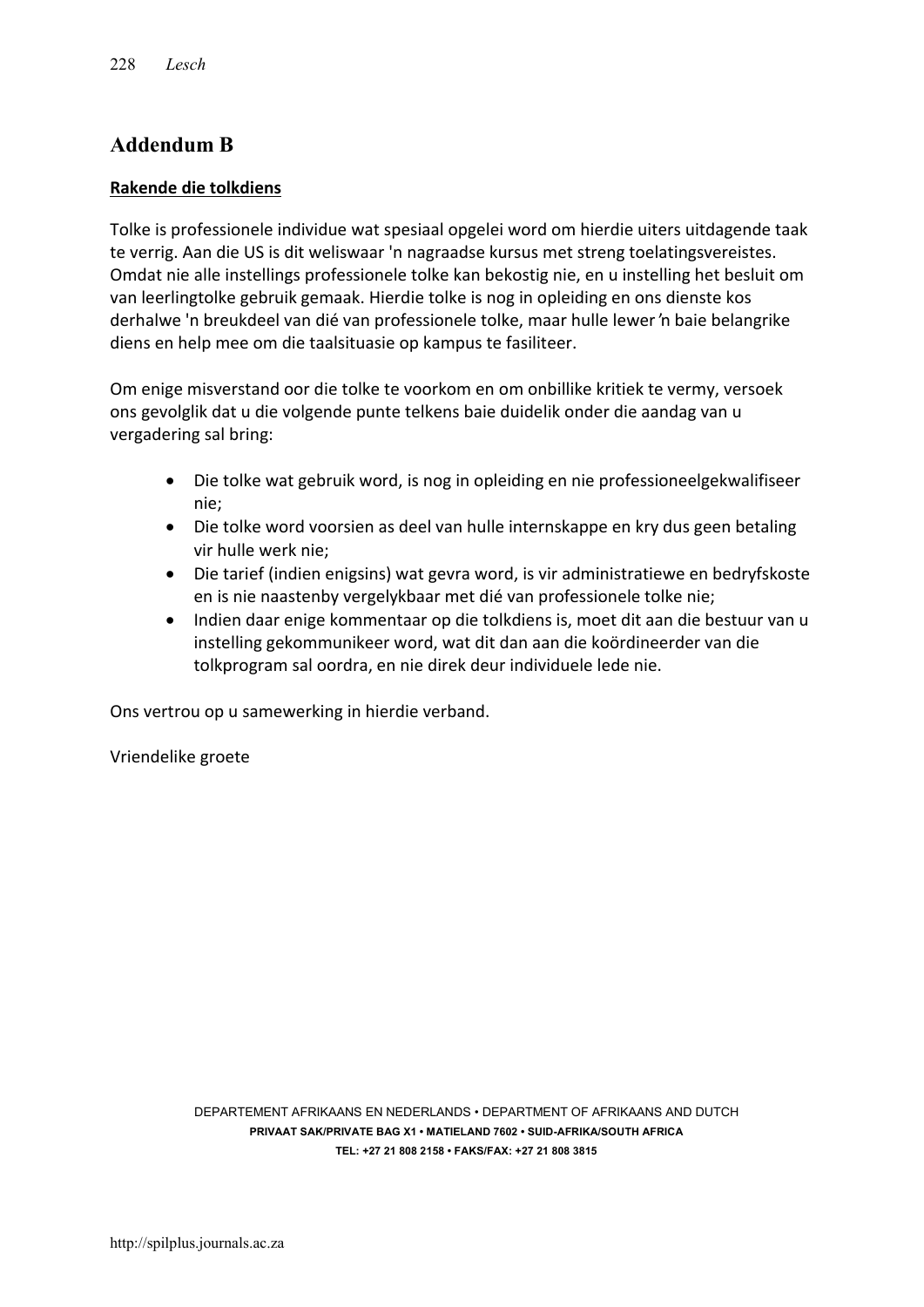## Addendum B

**Rakende die tolkdiens**

Tolke is professionele individue wat spesiaal opgelei word om hierdie uiters uitdagende taak te verrig. Aan die US is dit weliswaar 'n nagraadse kursus met streng toelatingsvereistes. Omdat nie alle instellings professionele tolke kan bekostig nie, en u instelling het besluit om van leerlingtolke gebruik gemaak. Hierdie tolke is nog in opleiding en ons dienste kos derhalwe 'n breukdeel van dié van professionele tolke, maar hulle lewer 'n baie belangrike diens en help mee om die taalsituasie op kampus te fasiliteer.

Om enige misverstand oor die tolke te voorkom en om onbillike kritiek te vermy, versoek ons gevolglik dat u die volgende punte telkens baie duidelik onder die aandag van u vergadering sal bring:

- Die tolke wat gebruik word, is nog in opleiding en nie professioneelgekwalifiseer nie;
- Die tolke word voorsien as deel van hulle internskappe en kry dus geen betaling vir hulle werk nie;
- Die tarief (indien enigsins) wat gevra word, is vir administratiewe en bedryfskoste en is nie naastenby vergelykbaar met dié van professionele tolke nie;
- Indien daar enige kommentaar op die tolkdiens is, moet dit aan die bestuur van u instelling gekommunikeer word, wat dit dan aan die koördineerder van die tolkprogram sal oordra, en nie direk deur individuele lede nie.

Ons vertrou op u samewerking in hierdie verband.

Vriendelike groete

DEPARTEMENT AFRIKAANS EN NEDERLANDS • DEPARTMENT OF AFRIKAANS AND DUTCH
**PRIVAAT SAK/PRIVATE BAG X1 • MATIELAND 7602 • SUID-AFRIKA/SOUTH AFRICA**
**TEL: +27 21 808 2158 • FAKS/FAX: +27 21 808 3815**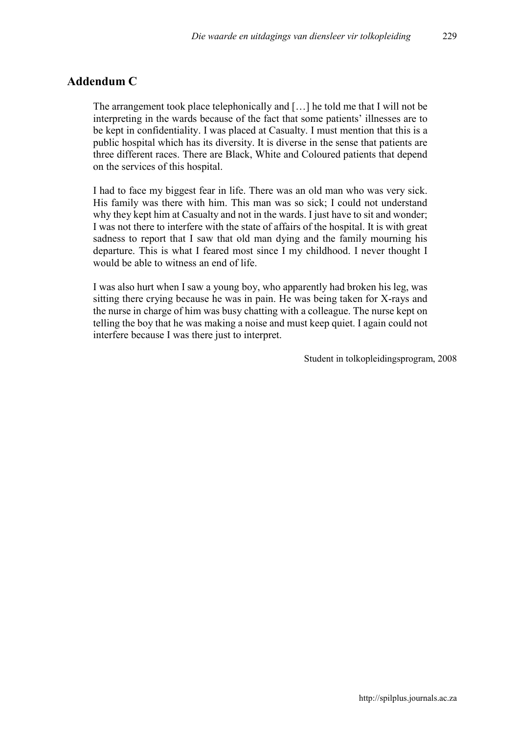## Addendum C

The arrangement took place telephonically and […] he told me that I will not be interpreting in the wards because of the fact that some patients' illnesses are to be kept in confidentiality. I was placed at Casualty. I must mention that this is a public hospital which has its diversity. It is diverse in the sense that patients are three different races. There are Black, White and Coloured patients that depend on the services of this hospital.

I had to face my biggest fear in life. There was an old man who was very sick. His family was there with him. This man was so sick; I could not understand why they kept him at Casualty and not in the wards. I just have to sit and wonder; I was not there to interfere with the state of affairs of the hospital. It is with great sadness to report that I saw that old man dying and the family mourning his departure. This is what I feared most since I my childhood. I never thought I would be able to witness an end of life.

I was also hurt when I saw a young boy, who apparently had broken his leg, was sitting there crying because he was in pain. He was being taken for X-rays and the nurse in charge of him was busy chatting with a colleague. The nurse kept on telling the boy that he was making a noise and must keep quiet. I again could not interfere because I was there just to interpret.

Student in tolkopleidingsprogram, 2008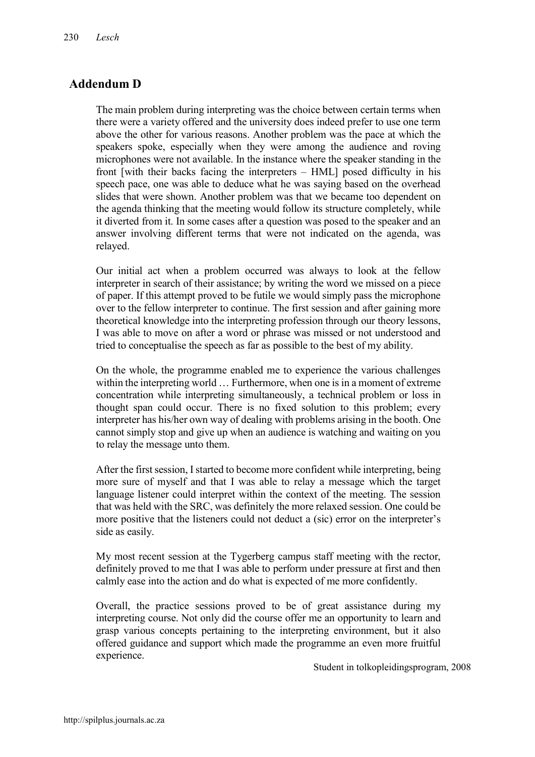## Addendum D

The main problem during interpreting was the choice between certain terms when there were a variety offered and the university does indeed prefer to use one term above the other for various reasons. Another problem was the pace at which the speakers spoke, especially when they were among the audience and roving microphones were not available. In the instance where the speaker standing in the front [with their backs facing the interpreters – HML] posed difficulty in his speech pace, one was able to deduce what he was saying based on the overhead slides that were shown. Another problem was that we became too dependent on the agenda thinking that the meeting would follow its structure completely, while it diverted from it. In some cases after a question was posed to the speaker and an answer involving different terms that were not indicated on the agenda, was relayed.

Our initial act when a problem occurred was always to look at the fellow interpreter in search of their assistance; by writing the word we missed on a piece of paper. If this attempt proved to be futile we would simply pass the microphone over to the fellow interpreter to continue. The first session and after gaining more theoretical knowledge into the interpreting profession through our theory lessons, I was able to move on after a word or phrase was missed or not understood and tried to conceptualise the speech as far as possible to the best of my ability.

On the whole, the programme enabled me to experience the various challenges within the interpreting world … Furthermore, when one is in a moment of extreme concentration while interpreting simultaneously, a technical problem or loss in thought span could occur. There is no fixed solution to this problem; every interpreter has his/her own way of dealing with problems arising in the booth. One cannot simply stop and give up when an audience is watching and waiting on you to relay the message unto them.

After the first session, I started to become more confident while interpreting, being more sure of myself and that I was able to relay a message which the target language listener could interpret within the context of the meeting. The session that was held with the SRC, was definitely the more relaxed session. One could be more positive that the listeners could not deduct a (sic) error on the interpreter's side as easily.

My most recent session at the Tygerberg campus staff meeting with the rector, definitely proved to me that I was able to perform under pressure at first and then calmly ease into the action and do what is expected of me more confidently.

Overall, the practice sessions proved to be of great assistance during my interpreting course. Not only did the course offer me an opportunity to learn and grasp various concepts pertaining to the interpreting environment, but it also offered guidance and support which made the programme an even more fruitful experience.

Student in tolkopleidingsprogram, 2008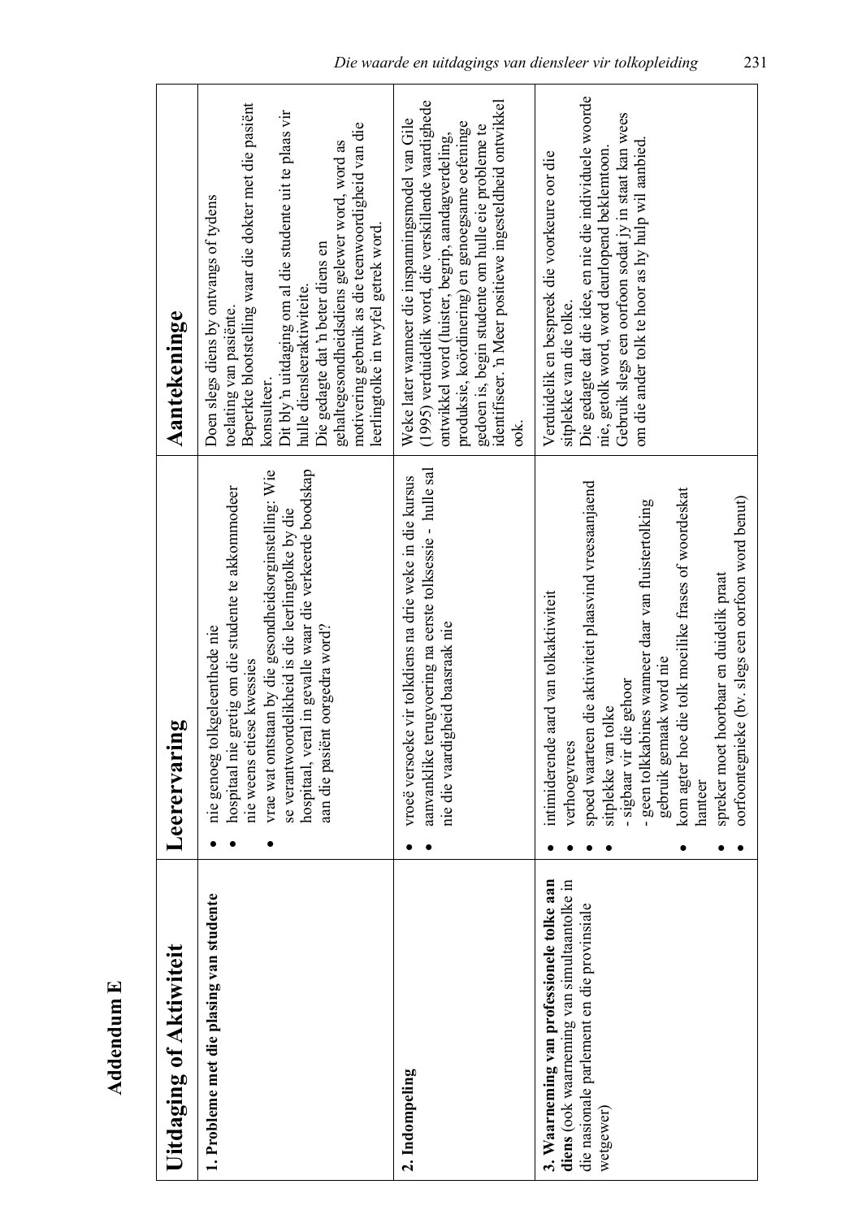# Addendum E

| Uitdaging of Aktiwiteit | Leerervaring | Aantekeninge |
|---|---|---|
| **1. Probleme met die plasing van studente** | • nie genoeg tolkgeleenthede nie<br>• hospitaal nie gretig om die studente te akkommodeer nie weens etiese kwessies<br>• vrae wat ontstaan by die gesondheidsorginstelling: Wie se verantwoordelikheid is die leerlingtolke by die hospitaal, veral in gevalle waar die verkeerde boodskap aan die pasiënt oorgedra word? | Doen slegs diens by ontvangs of tydens toelating van pasiënte.<br>Beperkte blootstelling waar die dokter met die pasiënt konsulteer.<br>Dit bly 'n uitdaging om al die studente uit te plaas vir hulle diensleeraktiwiteite.<br>Die gedagte dat 'n beter diens en gehaltegesondheidsdiens gelewer word, word as motivering gebruik as die teenwoordigheid van die leerlingtolke in twyfel getrek word. |
| **2. Indompeling** | • vroeë versoeke vir tolkdiens na drie weke in die kursus<br>• aanvanklike terugvoering na eerste tolksessie - hulle sal nie die vaardigheid baasraak nie | Weke later wanneer die inspanningsmodel van Gile (1995) verduidelik word, die verskillende vaardighede ontwikkel word (luister, begrip, aandagverdeling, produksie, koördinering) en genoegsame oefeninge gedoen is, begin studente om hulle eie probleme te identifiseer. 'n Meer positiewe ingesteldheid ontwikkel ook. |
| **3. Waarneming van professionele tolke aan diens** (ook waarneming van simultaantolke in die nasionale parlement en die provinsiale wetgewer) | • intimiderende aard van tolkaktiwiteit<br>• verhoogvrees<br>• spoed waarteen die aktiwiteit plaasvind vreesaanjaend<br>• sitplekke van tolke<br>- sigbaar vir die gehoor<br>- geen tolkkabines wanneer daar van fluistertolking gebruik gemaak word nie<br>• kom agter hoe die tolk moeilike frases of woordeskat hanteer<br>• spreker moet hoorbaar en duidelik praat<br>• oorfoontegnieke (bv. slegs een oorfoon word benut) | Verduidelik en bespreek die voorkeure oor die sitplekke van die tolke.<br>Die gedagte dat die idee, en nie die individuele woorde nie, getolk word, word deurlopend beklemtoon.<br>Gebruik slegs een oorfoon sodat jy in staat kan wees om die ander tolk te hoor as hy hulp wil aanbied. |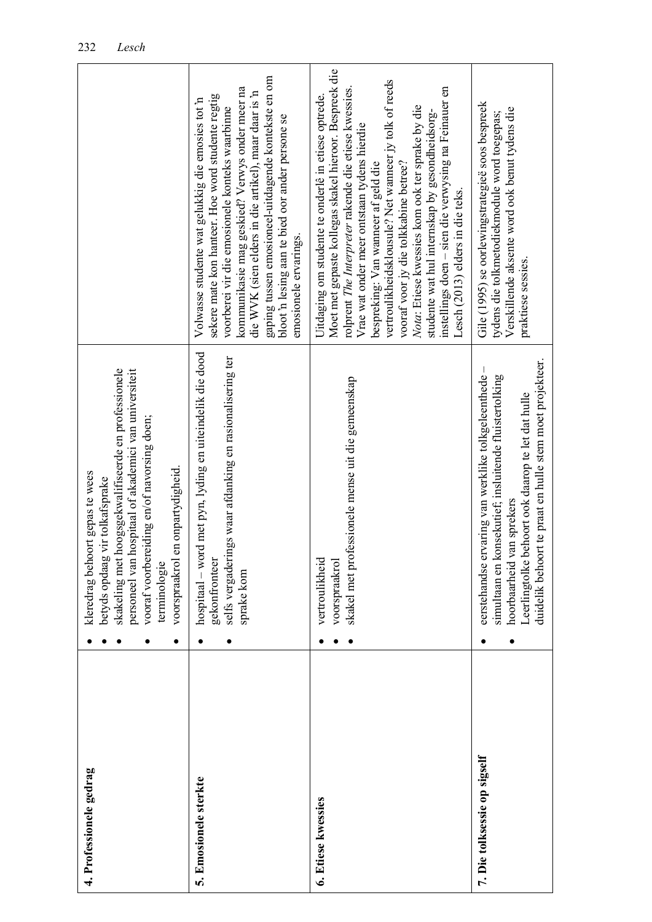| | | |
|---|---|---|
| **4. Professionele gedrag** | • kleredrag behoort gepas te wees<br>• betyds opdaag vir tolkafsprake<br>• skakeling met hoogsgekwalifiseerde en professionele personeel van hospitaal of akademici van universiteit<br>• vooraf voorbereiding en/of navorsing doen; terminologie<br>• voorspraakrol en onpartydigheid. | |
| **5. Emosionele sterkte** | • hospitaal – word met pyn, lyding en uiteindelik die dood gekonfronteer<br>• selfs vergaderings waar afdanking en rasionalisering ter sprake kom | Volwasse studente wat gelukkig die emosies tot 'n sekere mate kon hanteer. Hoe word studente regtig voorberei vir die emosionele konteks waarbinne kommunikasie mag geskied? Verwys onder meer na die WVK (sien elders in die artikel), maar daar is 'n gaping tussen emosioneel-uitdagende kontekste en om bloot 'n lesing aan te bied oor ander persone se emosionele ervarings. |
| **6. Etiese kwessies** | • vertroulikheid<br>• voorspraakrol<br>• skakel met professionele mense uit die gemeenskap | Uitdaging om studente te onderlê in etiese optrede. Moet met gepaste kollegas skakel hieroor. Bespreek die rolprent *The Interpreter* rakende die etiese kwessies. Vrae wat onder meer ontstaan tydens hierdie bespreking: Van wanneer af geld die vertroulikheidsklousule? Net wanneer jy tolk of reeds vooraf voor jy die tolkkabine betree?<br>*Nota*: Etiese kwessies kom ook ter sprake by die studente wat hul internskap by gesondheidsorg-instellings doen – sien die verwysing na Feinauer en Lesch (2013) elders in die teks. |
| **7. Die tolksessie op sigself** | • eerstehandse ervaring van werklike tolkgeleenthede – simultaan en konsekutief, insluitende fluistertolking<br>• hoorbaarheid van sprekers<br>Leerlingtolke behoort ook daarop te let dat hulle duidelik behoort te praat en hulle stem moet projekteer. | Gile (1995) se oorlewingstrategieë soos bespreek tydens die tolkmetodiekmodule word toegepas;<br>Verskillende aksente word ook benut tydens die praktiese sessies. |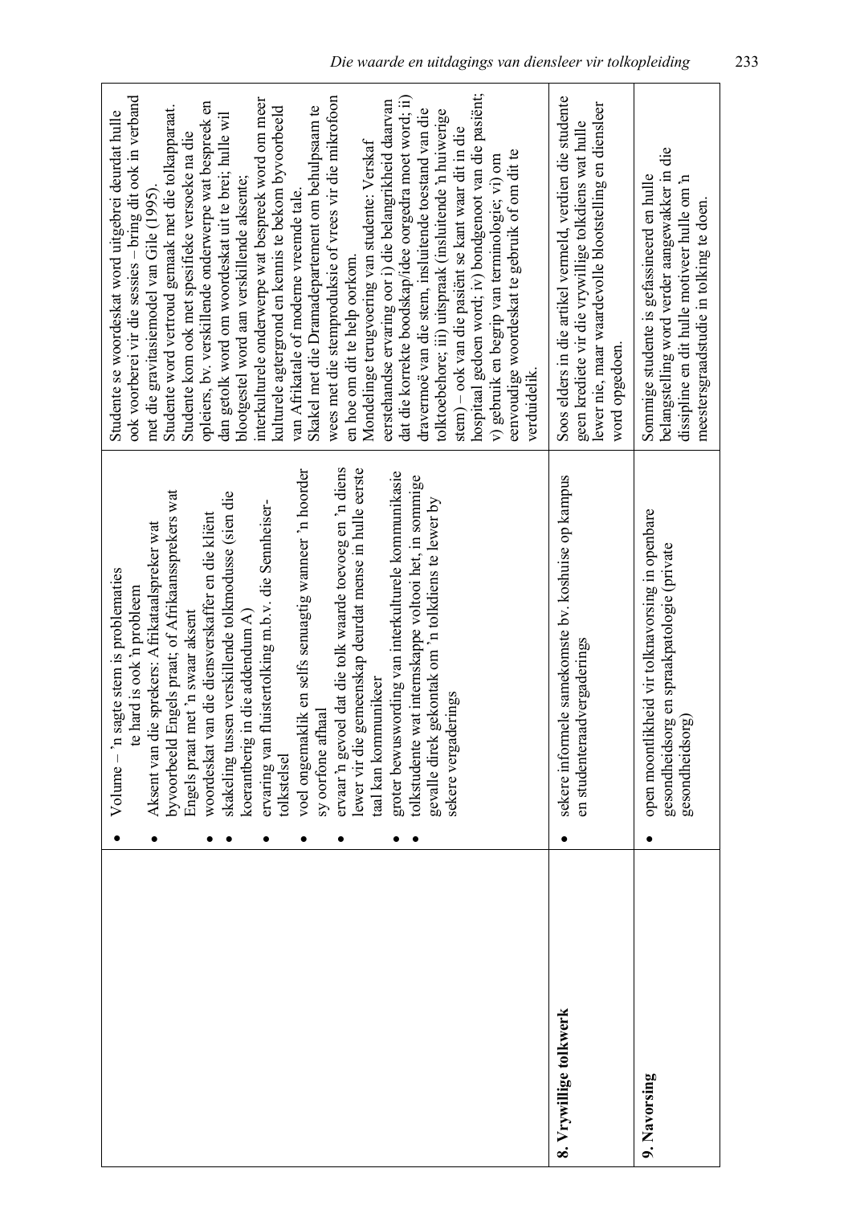| | | |
|---|---|---|
| | • Volume – 'n sagte stem is problematies<br>te hard is ook 'n probleem<br>• Aksent van die sprekers: Afrikataalspreker wat byvoorbeeld Engels praat; of Afrikaanssprekers wat Engels praat met 'n swaar aksent<br>• woordeskat van die diensverskaffer en die kliënt<br>• skakeling tussen verskillende tolkmodusse (sien die koerantberig in die addendum A)<br>• ervaring van fluistertolking m.b.v. die Sennheiser-tolkstelsel<br>• voel ongemaklik en selfs senuagtig wanneer 'n hoorder sy oorfone afhaal<br>• ervaar 'n gevoel dat die tolk waarde toevoeg en 'n diens lewer vir die gemeenskap deurdat mense in hulle eerste taal kan kommunikeer<br>• groter bewuswording van interkulturele kommunikasie<br>• tolkstudente wat internskappe voltooi het, in sommige gevalle direk gekontak om 'n tolkdiens te lewer by sekere vergaderings | Studente se woordeskat word uitgebrei deurdat hulle ook voorberei vir die sessies – bring dit ook in verband met die gravitasiemodel van Gile (1995).<br>Studente word vertroud gemaak met die tolkapparaat.<br>Studente kom ook met spesifieke versoeke na die opleiers, bv. verskillende onderwerpe wat bespreek en dan getolk word om woordeskat uit te brei; hulle wil blootgestel word aan verskillende aksente; interkulturele onderwerpe wat bespreek word om meer kulturele agtergrond en kennis te bekom byvoorbeeld van Afrikatale of moderne vreemde tale.<br>Skakel met die Dramadepartement om behulpsaam te wees met die stemproduksie of vrees vir die mikrofoon en hoe om dit te help oorkom.<br>Mondelinge terugvoering van studente: Verskaf eerstehandse ervaring oor i) die belangrikheid daarvan dat die korrekte boodskap/idee oorgedra moet word; ii) dravermoë van die stem, insluitende toestand van die tolktoebehore; iii) uitspraak (insluitende 'n huiwerige stem) – ook van die pasiënt se kant waar dit in die hospitaal gedoen word; iv) bondgenoot van die pasiënt; v) gebruik en begrip van terminologie; vi) om eenvoudige woordeskat te gebruik of om dit te verduidelik. |
| **8. Vrywillige tolkwerk** | • sekere informele samekomste bv. koshuise op kampus en studenteraadvergaderings | Soos elders in die artikel vermeld, verdien die studente geen krediete vir die vrywillige tolkdiens wat hulle lewer nie, maar waardevolle blootstelling en diensleer word opgedoen. |
| **9. Navorsing** | • open moontlikheid vir tolknavorsing in openbare gesondheidsorg en spraakpatologie (private gesondheidsorg) | Sommige studente is gefassineerd en hulle belangstelling word verder aangewakker in die dissipline en dit hulle motiveer hulle om 'n meestersgraadstudie in tolking te doen. |